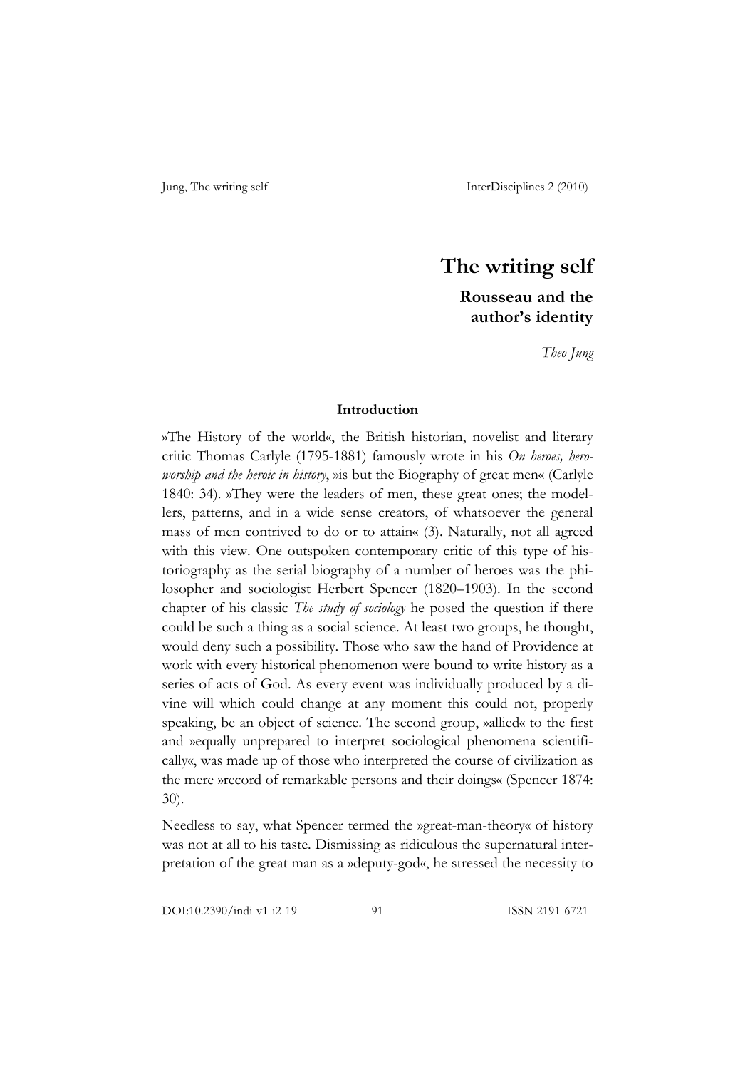# The writing self

## Rousseau and the author's identity

*Theo Jung*

### Introduction

»The History of the world«, the British historian, novelist and literary critic Thomas Carlyle (1795-1881) famously wrote in his *On heroes, hero-worship and the heroic in history*, »is but the Biography of great men« (Carlyle 1840: 34). »They were the leaders of men, these great ones; the modellers, patterns, and in a wide sense creators, of whatsoever the general mass of men contrived to do or to attain« (3). Naturally, not all agreed with this view. One outspoken contemporary critic of this type of historiography as the serial biography of a number of heroes was the philosopher and sociologist Herbert Spencer (1820–1903). In the second chapter of his classic *The study of sociology* he posed the question if there could be such a thing as a social science. At least two groups, he thought, would deny such a possibility. Those who saw the hand of Providence at work with every historical phenomenon were bound to write history as a series of acts of God. As every event was individually produced by a divine will which could change at any moment this could not, properly speaking, be an object of science. The second group, »allied« to the first and »equally unprepared to interpret sociological phenomena scientifically«, was made up of those who interpreted the course of civilization as the mere »record of remarkable persons and their doings« (Spencer 1874: 30).

Needless to say, what Spencer termed the »great-man-theory« of history was not at all to his taste. Dismissing as ridiculous the supernatural interpretation of the great man as a »deputy-god«, he stressed the necessity to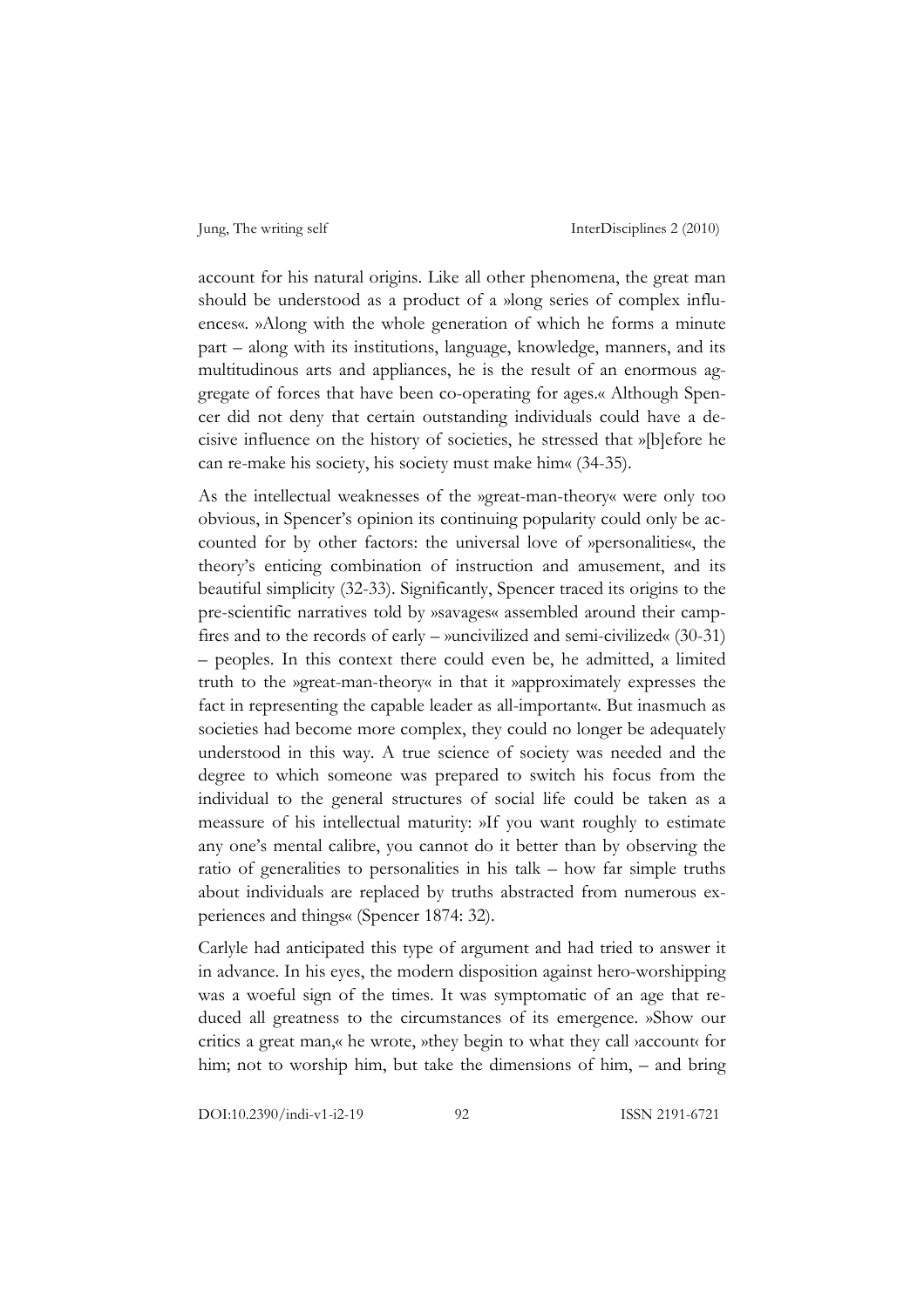account for his natural origins. Like all other phenomena, the great man should be understood as a product of a »long series of complex influences«. »Along with the whole generation of which he forms a minute part – along with its institutions, language, knowledge, manners, and its multitudinous arts and appliances, he is the result of an enormous aggregate of forces that have been co-operating for ages.« Although Spencer did not deny that certain outstanding individuals could have a decisive influence on the history of societies, he stressed that »[b]efore he can re-make his society, his society must make him« (34-35).

As the intellectual weaknesses of the »great-man-theory« were only too obvious, in Spencer's opinion its continuing popularity could only be accounted for by other factors: the universal love of »personalities«, the theory's enticing combination of instruction and amusement, and its beautiful simplicity (32-33). Significantly, Spencer traced its origins to the pre-scientific narratives told by »savages« assembled around their campfires and to the records of early – »uncivilized and semi-civilized« (30-31) – peoples. In this context there could even be, he admitted, a limited truth to the »great-man-theory« in that it »approximately expresses the fact in representing the capable leader as all-important«. But inasmuch as societies had become more complex, they could no longer be adequately understood in this way. A true science of society was needed and the degree to which someone was prepared to switch his focus from the individual to the general structures of social life could be taken as a meassure of his intellectual maturity: »If you want roughly to estimate any one's mental calibre, you cannot do it better than by observing the ratio of generalities to personalities in his talk – how far simple truths about individuals are replaced by truths abstracted from numerous experiences and things« (Spencer 1874: 32).

Carlyle had anticipated this type of argument and had tried to answer it in advance. In his eyes, the modern disposition against hero-worshipping was a woeful sign of the times. It was symptomatic of an age that reduced all greatness to the circumstances of its emergence. »Show our critics a great man,« he wrote, »they begin to what they call ›account‹ for him; not to worship him, but take the dimensions of him, – and bring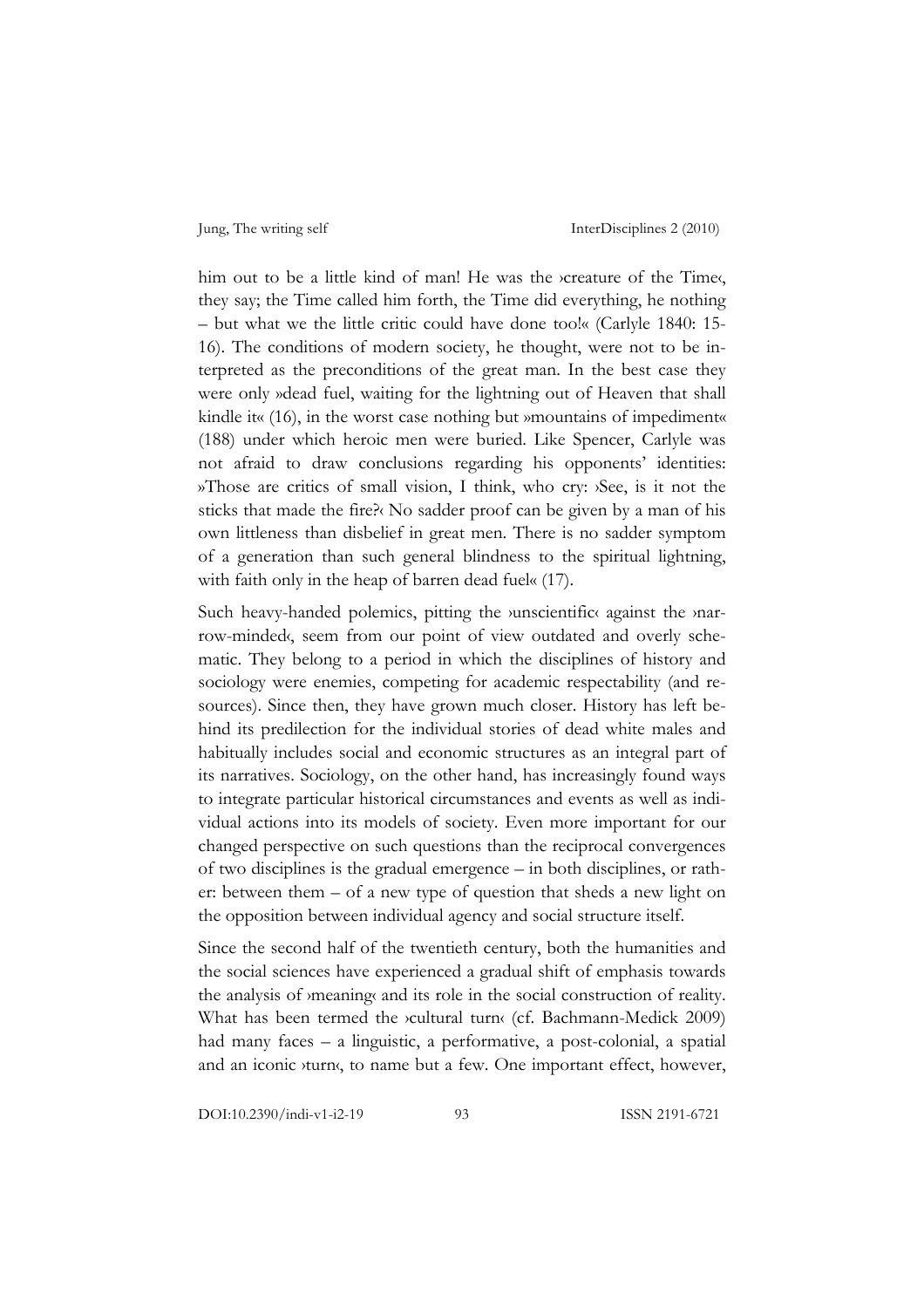him out to be a little kind of man! He was the ›creature of the Time‹, they say; the Time called him forth, the Time did everything, he nothing – but what we the little critic could have done too!« (Carlyle 1840: 15-16). The conditions of modern society, he thought, were not to be interpreted as the preconditions of the great man. In the best case they were only »dead fuel, waiting for the lightning out of Heaven that shall kindle it« (16), in the worst case nothing but »mountains of impediment« (188) under which heroic men were buried. Like Spencer, Carlyle was not afraid to draw conclusions regarding his opponents' identities: »Those are critics of small vision, I think, who cry: ›See, is it not the sticks that made the fire?‹ No sadder proof can be given by a man of his own littleness than disbelief in great men. There is no sadder symptom of a generation than such general blindness to the spiritual lightning, with faith only in the heap of barren dead fuel« (17).

Such heavy-handed polemics, pitting the ›unscientific‹ against the ›narrow-minded‹, seem from our point of view outdated and overly schematic. They belong to a period in which the disciplines of history and sociology were enemies, competing for academic respectability (and resources). Since then, they have grown much closer. History has left behind its predilection for the individual stories of dead white males and habitually includes social and economic structures as an integral part of its narratives. Sociology, on the other hand, has increasingly found ways to integrate particular historical circumstances and events as well as individual actions into its models of society. Even more important for our changed perspective on such questions than the reciprocal convergences of two disciplines is the gradual emergence – in both disciplines, or rather: between them – of a new type of question that sheds a new light on the opposition between individual agency and social structure itself.

Since the second half of the twentieth century, both the humanities and the social sciences have experienced a gradual shift of emphasis towards the analysis of ›meaning‹ and its role in the social construction of reality. What has been termed the ›cultural turn‹ (cf. Bachmann-Medick 2009) had many faces – a linguistic, a performative, a post-colonial, a spatial and an iconic ›turn‹, to name but a few. One important effect, however,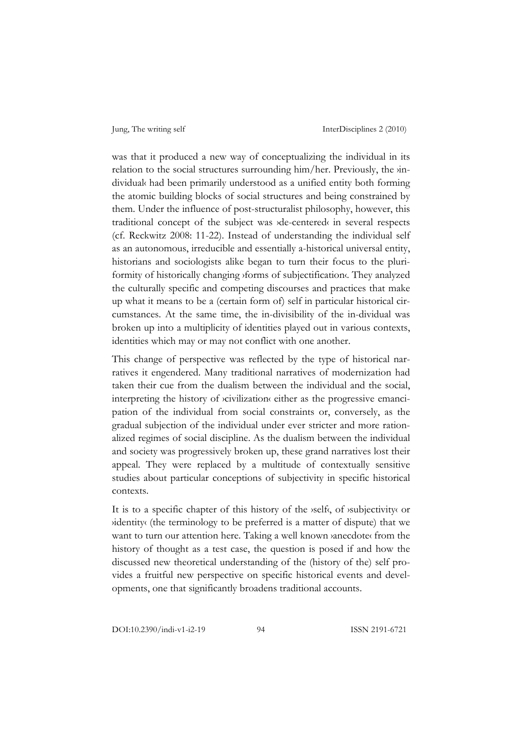was that it produced a new way of conceptualizing the individual in its relation to the social structures surrounding him/her. Previously, the ›individual‹ had been primarily understood as a unified entity both forming the atomic building blocks of social structures and being constrained by them. Under the influence of post-structuralist philosophy, however, this traditional concept of the subject was ›de-centered‹ in several respects (cf. Reckwitz 2008: 11-22). Instead of understanding the individual self as an autonomous, irreducible and essentially a-historical universal entity, historians and sociologists alike began to turn their focus to the pluriformity of historically changing ›forms of subjectification‹. They analyzed the culturally specific and competing discourses and practices that make up what it means to be a (certain form of) self in particular historical circumstances. At the same time, the in-divisibility of the in-dividual was broken up into a multiplicity of identities played out in various contexts, identities which may or may not conflict with one another.

This change of perspective was reflected by the type of historical narratives it engendered. Many traditional narratives of modernization had taken their cue from the dualism between the individual and the social, interpreting the history of ›civilization‹ either as the progressive emancipation of the individual from social constraints or, conversely, as the gradual subjection of the individual under ever stricter and more rationalized regimes of social discipline. As the dualism between the individual and society was progressively broken up, these grand narratives lost their appeal. They were replaced by a multitude of contextually sensitive studies about particular conceptions of subjectivity in specific historical contexts.

It is to a specific chapter of this history of the ›self‹, of ›subjectivity‹ or ›identity‹ (the terminology to be preferred is a matter of dispute) that we want to turn our attention here. Taking a well known ›anecdote‹ from the history of thought as a test case, the question is posed if and how the discussed new theoretical understanding of the (history of the) self provides a fruitful new perspective on specific historical events and developments, one that significantly broadens traditional accounts.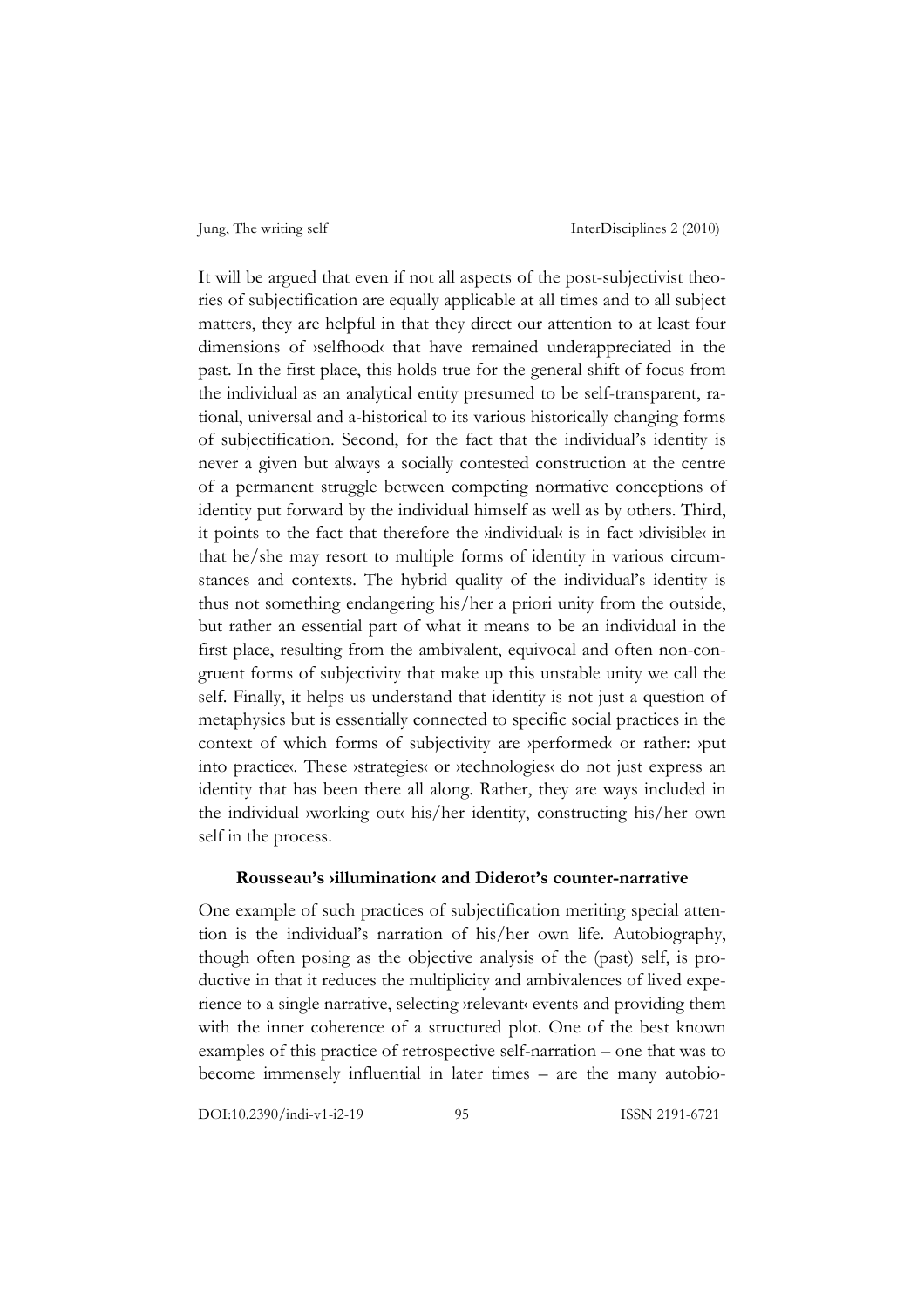It will be argued that even if not all aspects of the post-subjectivist theories of subjectification are equally applicable at all times and to all subject matters, they are helpful in that they direct our attention to at least four dimensions of ›selfhood‹ that have remained underappreciated in the past. In the first place, this holds true for the general shift of focus from the individual as an analytical entity presumed to be self-transparent, rational, universal and a-historical to its various historically changing forms of subjectification. Second, for the fact that the individual's identity is never a given but always a socially contested construction at the centre of a permanent struggle between competing normative conceptions of identity put forward by the individual himself as well as by others. Third, it points to the fact that therefore the ›individual‹ is in fact ›divisible‹ in that he/she may resort to multiple forms of identity in various circumstances and contexts. The hybrid quality of the individual's identity is thus not something endangering his/her a priori unity from the outside, but rather an essential part of what it means to be an individual in the first place, resulting from the ambivalent, equivocal and often non-congruent forms of subjectivity that make up this unstable unity we call the self. Finally, it helps us understand that identity is not just a question of metaphysics but is essentially connected to specific social practices in the context of which forms of subjectivity are ›performed‹ or rather: ›put into practice‹. These ›strategies‹ or ›technologies‹ do not just express an identity that has been there all along. Rather, they are ways included in the individual ›working out‹ his/her identity, constructing his/her own self in the process.

## Rousseau's ›illumination‹ and Diderot's counter-narrative

One example of such practices of subjectification meriting special attention is the individual's narration of his/her own life. Autobiography, though often posing as the objective analysis of the (past) self, is productive in that it reduces the multiplicity and ambivalences of lived experience to a single narrative, selecting ›relevant‹ events and providing them with the inner coherence of a structured plot. One of the best known examples of this practice of retrospective self-narration – one that was to become immensely influential in later times – are the many autobio-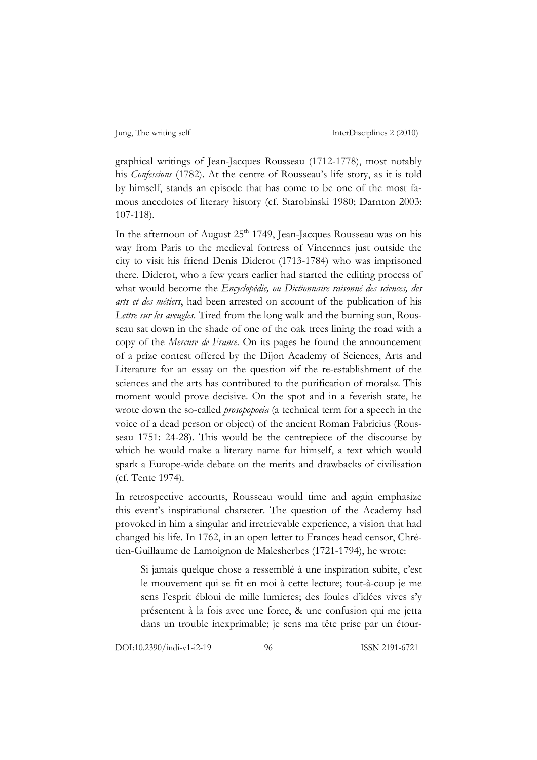graphical writings of Jean-Jacques Rousseau (1712-1778), most notably his *Confessions* (1782). At the centre of Rousseau's life story, as it is told by himself, stands an episode that has come to be one of the most famous anecdotes of literary history (cf. Starobinski 1980; Darnton 2003: 107-118).

In the afternoon of August 25[th] 1749, Jean-Jacques Rousseau was on his way from Paris to the medieval fortress of Vincennes just outside the city to visit his friend Denis Diderot (1713-1784) who was imprisoned there. Diderot, who a few years earlier had started the editing process of what would become the *Encyclopédie, ou Dictionnaire raisonné des sciences, des arts et des métiers*, had been arrested on account of the publication of his *Lettre sur les aveugles*. Tired from the long walk and the burning sun, Rousseau sat down in the shade of one of the oak trees lining the road with a copy of the *Mercure de France*. On its pages he found the announcement of a prize contest offered by the Dijon Academy of Sciences, Arts and Literature for an essay on the question »if the re-establishment of the sciences and the arts has contributed to the purification of morals«. This moment would prove decisive. On the spot and in a feverish state, he wrote down the so-called *prosopopoeia* (a technical term for a speech in the voice of a dead person or object) of the ancient Roman Fabricius (Rousseau 1751: 24-28). This would be the centrepiece of the discourse by which he would make a literary name for himself, a text which would spark a Europe-wide debate on the merits and drawbacks of civilisation (cf. Tente 1974).

In retrospective accounts, Rousseau would time and again emphasize this event's inspirational character. The question of the Academy had provoked in him a singular and irretrievable experience, a vision that had changed his life. In 1762, in an open letter to Frances head censor, Chrétien-Guillaume de Lamoignon de Malesherbes (1721-1794), he wrote:

> Si jamais quelque chose a ressemblé à une inspiration subite, c'est le mouvement qui se fit en moi à cette lecture; tout-à-coup je me sens l'esprit ébloui de mille lumieres; des foules d'idées vives s'y présentent à la fois avec une force, & une confusion qui me jetta dans un trouble inexprimable; je sens ma tête prise par un étour-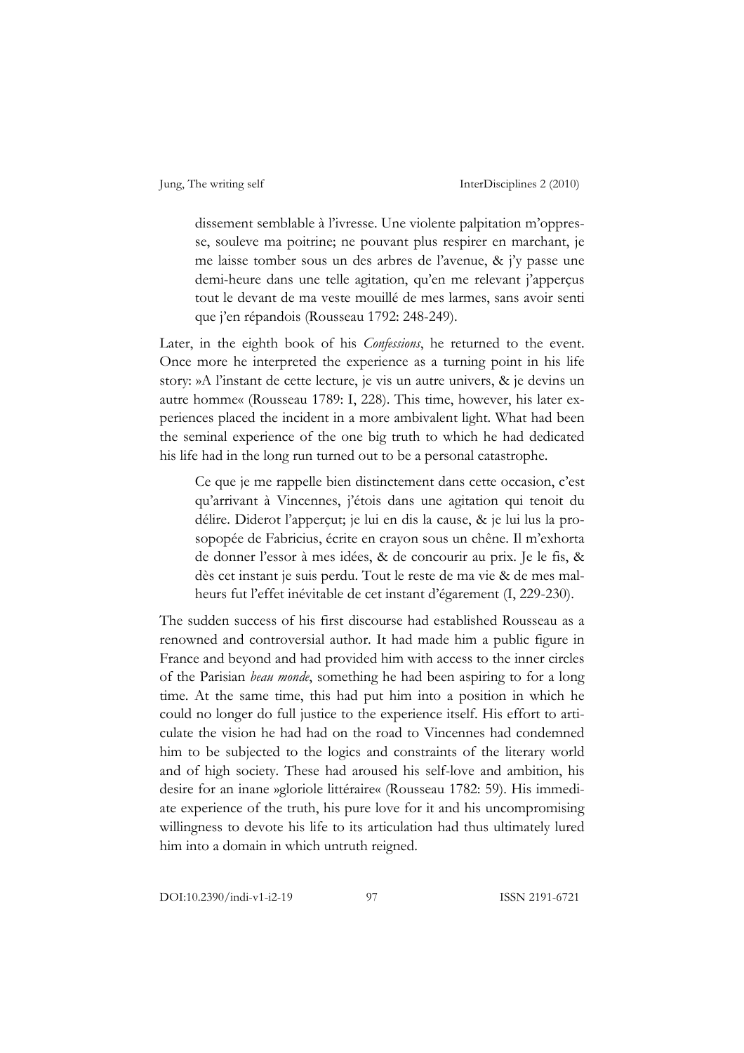dissement semblable à l'ivresse. Une violente palpitation m'oppresse, souleve ma poitrine; ne pouvant plus respirer en marchant, je me laisse tomber sous un des arbres de l'avenue, & j'y passe une demi-heure dans une telle agitation, qu'en me relevant j'apperçus tout le devant de ma veste mouillé de mes larmes, sans avoir senti que j'en répandois (Rousseau 1792: 248-249).

Later, in the eighth book of his *Confessions*, he returned to the event. Once more he interpreted the experience as a turning point in his life story: »A l'instant de cette lecture, je vis un autre univers, & je devins un autre homme« (Rousseau 1789: I, 228). This time, however, his later experiences placed the incident in a more ambivalent light. What had been the seminal experience of the one big truth to which he had dedicated his life had in the long run turned out to be a personal catastrophe.

> Ce que je me rappelle bien distinctement dans cette occasion, c'est qu'arrivant à Vincennes, j'étois dans une agitation qui tenoit du délire. Diderot l'apperçut; je lui en dis la cause, & je lui lus la prosopopée de Fabricius, écrite en crayon sous un chêne. Il m'exhorta de donner l'essor à mes idées, & de concourir au prix. Je le fis, & dès cet instant je suis perdu. Tout le reste de ma vie & de mes malheurs fut l'effet inévitable de cet instant d'égarement (I, 229-230).

The sudden success of his first discourse had established Rousseau as a renowned and controversial author. It had made him a public figure in France and beyond and had provided him with access to the inner circles of the Parisian *beau monde*, something he had been aspiring to for a long time. At the same time, this had put him into a position in which he could no longer do full justice to the experience itself. His effort to articulate the vision he had had on the road to Vincennes had condemned him to be subjected to the logics and constraints of the literary world and of high society. These had aroused his self-love and ambition, his desire for an inane »gloriole littéraire« (Rousseau 1782: 59). His immediate experience of the truth, his pure love for it and his uncompromising willingness to devote his life to its articulation had thus ultimately lured him into a domain in which untruth reigned.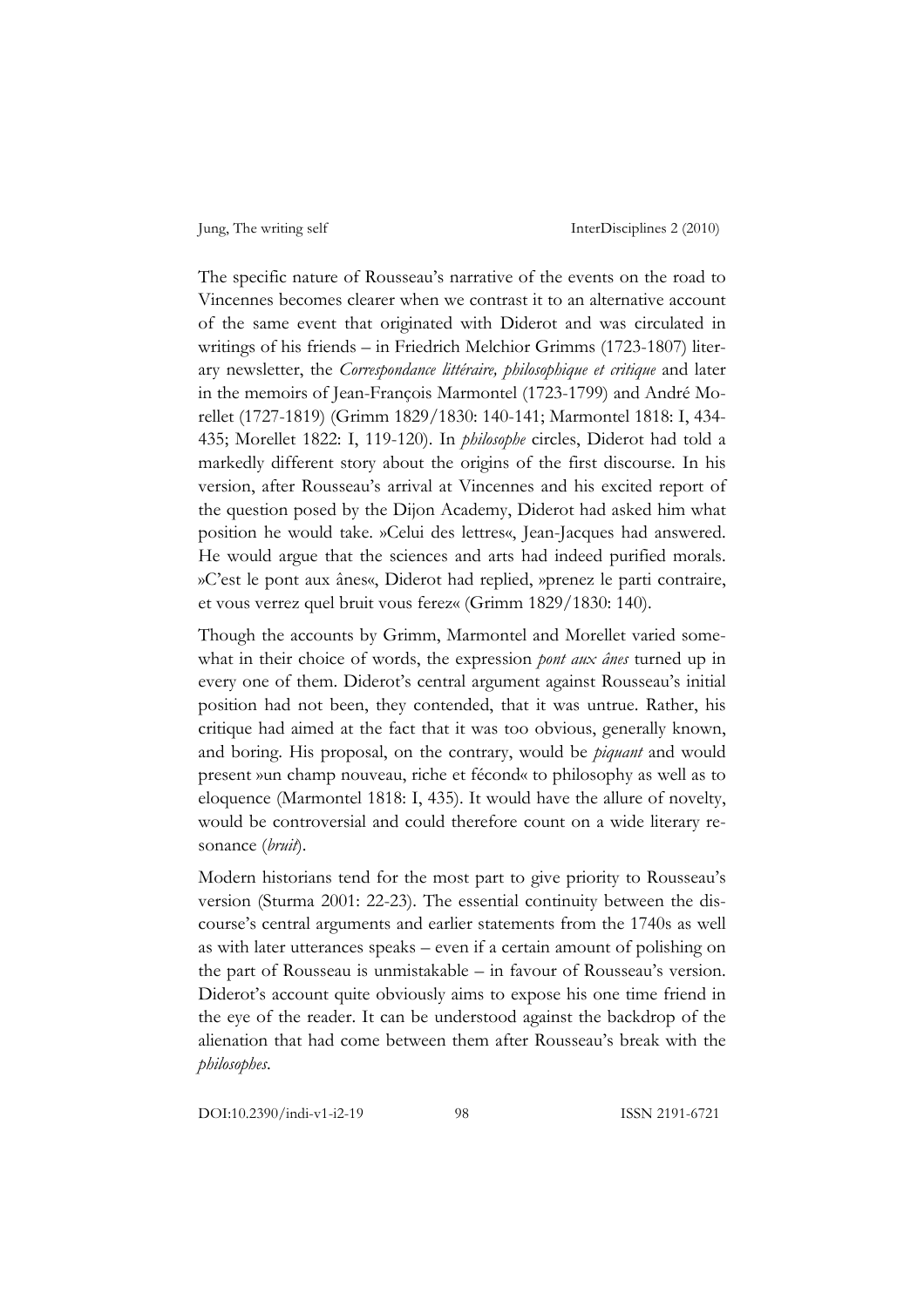The specific nature of Rousseau's narrative of the events on the road to Vincennes becomes clearer when we contrast it to an alternative account of the same event that originated with Diderot and was circulated in writings of his friends – in Friedrich Melchior Grimms (1723-1807) literary newsletter, the *Correspondance littéraire, philosophique et critique* and later in the memoirs of Jean-François Marmontel (1723-1799) and André Morellet (1727-1819) (Grimm 1829/1830: 140-141; Marmontel 1818: I, 434-435; Morellet 1822: I, 119-120). In *philosophe* circles, Diderot had told a markedly different story about the origins of the first discourse. In his version, after Rousseau's arrival at Vincennes and his excited report of the question posed by the Dijon Academy, Diderot had asked him what position he would take. »Celui des lettres«, Jean-Jacques had answered. He would argue that the sciences and arts had indeed purified morals. »C'est le pont aux ânes«, Diderot had replied, »prenez le parti contraire, et vous verrez quel bruit vous ferez« (Grimm 1829/1830: 140).

Though the accounts by Grimm, Marmontel and Morellet varied somewhat in their choice of words, the expression *pont aux ânes* turned up in every one of them. Diderot's central argument against Rousseau's initial position had not been, they contended, that it was untrue. Rather, his critique had aimed at the fact that it was too obvious, generally known, and boring. His proposal, on the contrary, would be *piquant* and would present »un champ nouveau, riche et fécond« to philosophy as well as to eloquence (Marmontel 1818: I, 435). It would have the allure of novelty, would be controversial and could therefore count on a wide literary resonance (*bruit*).

Modern historians tend for the most part to give priority to Rousseau's version (Sturma 2001: 22-23). The essential continuity between the discourse's central arguments and earlier statements from the 1740s as well as with later utterances speaks – even if a certain amount of polishing on the part of Rousseau is unmistakable – in favour of Rousseau's version. Diderot's account quite obviously aims to expose his one time friend in the eye of the reader. It can be understood against the backdrop of the alienation that had come between them after Rousseau's break with the *philosophes*.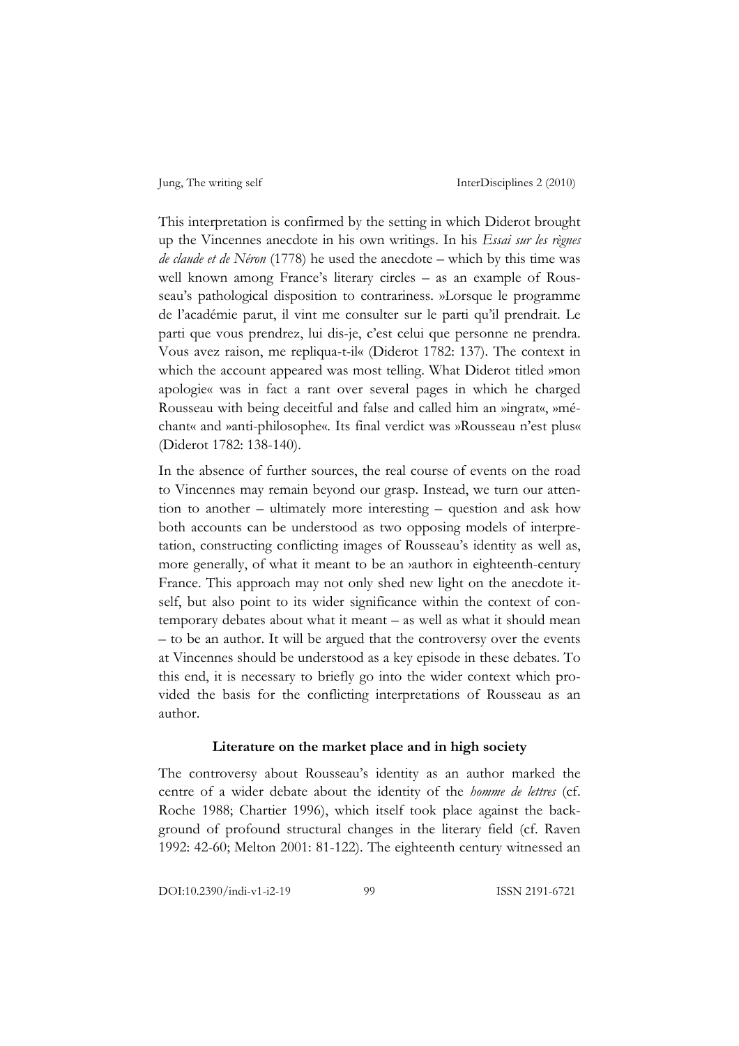This interpretation is confirmed by the setting in which Diderot brought up the Vincennes anecdote in his own writings. In his *Essai sur les règnes de claude et de Néron* (1778) he used the anecdote – which by this time was well known among France's literary circles – as an example of Rousseau's pathological disposition to contrariness. »Lorsque le programme de l'académie parut, il vint me consulter sur le parti qu'il prendrait. Le parti que vous prendrez, lui dis-je, c'est celui que personne ne prendra. Vous avez raison, me repliqua-t-il« (Diderot 1782: 137). The context in which the account appeared was most telling. What Diderot titled »mon apologie« was in fact a rant over several pages in which he charged Rousseau with being deceitful and false and called him an »ingrat«, »méchant« and »anti-philosophe«. Its final verdict was »Rousseau n'est plus« (Diderot 1782: 138-140).

In the absence of further sources, the real course of events on the road to Vincennes may remain beyond our grasp. Instead, we turn our attention to another – ultimately more interesting – question and ask how both accounts can be understood as two opposing models of interpretation, constructing conflicting images of Rousseau's identity as well as, more generally, of what it meant to be an ›author‹ in eighteenth-century France. This approach may not only shed new light on the anecdote itself, but also point to its wider significance within the context of contemporary debates about what it meant – as well as what it should mean – to be an author. It will be argued that the controversy over the events at Vincennes should be understood as a key episode in these debates. To this end, it is necessary to briefly go into the wider context which provided the basis for the conflicting interpretations of Rousseau as an author.

### Literature on the market place and in high society

The controversy about Rousseau's identity as an author marked the centre of a wider debate about the identity of the *homme de lettres* (cf. Roche 1988; Chartier 1996), which itself took place against the background of profound structural changes in the literary field (cf. Raven 1992: 42-60; Melton 2001: 81-122). The eighteenth century witnessed an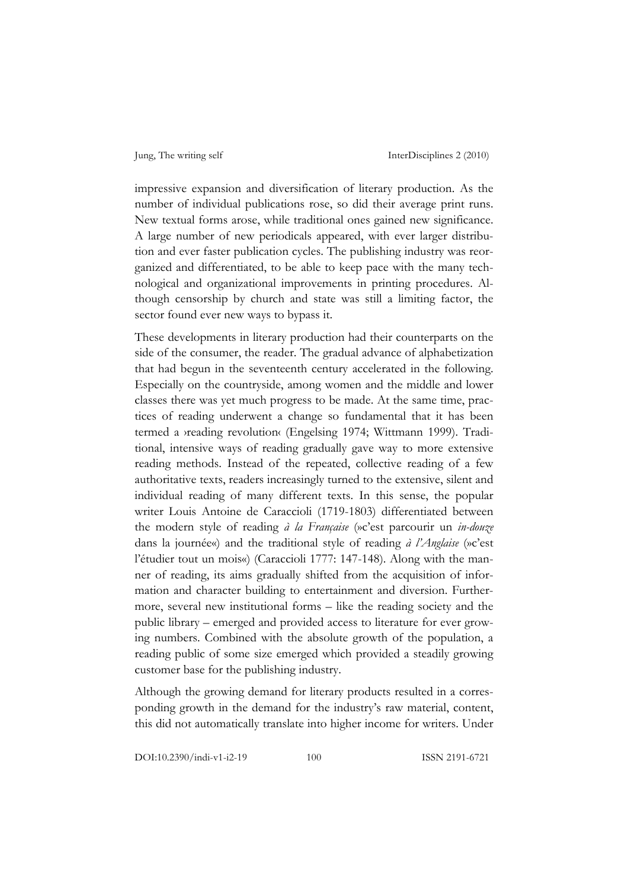impressive expansion and diversification of literary production. As the number of individual publications rose, so did their average print runs. New textual forms arose, while traditional ones gained new significance. A large number of new periodicals appeared, with ever larger distribution and ever faster publication cycles. The publishing industry was reorganized and differentiated, to be able to keep pace with the many technological and organizational improvements in printing procedures. Although censorship by church and state was still a limiting factor, the sector found ever new ways to bypass it.

These developments in literary production had their counterparts on the side of the consumer, the reader. The gradual advance of alphabetization that had begun in the seventeenth century accelerated in the following. Especially on the countryside, among women and the middle and lower classes there was yet much progress to be made. At the same time, practices of reading underwent a change so fundamental that it has been termed a ›reading revolution‹ (Engelsing 1974; Wittmann 1999). Traditional, intensive ways of reading gradually gave way to more extensive reading methods. Instead of the repeated, collective reading of a few authoritative texts, readers increasingly turned to the extensive, silent and individual reading of many different texts. In this sense, the popular writer Louis Antoine de Caraccioli (1719-1803) differentiated between the modern style of reading *à la Française* (»c'est parcourir un *in-douze* dans la journée«) and the traditional style of reading *à l'Anglaise* (»c'est l'étudier tout un mois«) (Caraccioli 1777: 147-148). Along with the manner of reading, its aims gradually shifted from the acquisition of information and character building to entertainment and diversion. Furthermore, several new institutional forms – like the reading society and the public library – emerged and provided access to literature for ever growing numbers. Combined with the absolute growth of the population, a reading public of some size emerged which provided a steadily growing customer base for the publishing industry.

Although the growing demand for literary products resulted in a corresponding growth in the demand for the industry's raw material, content, this did not automatically translate into higher income for writers. Under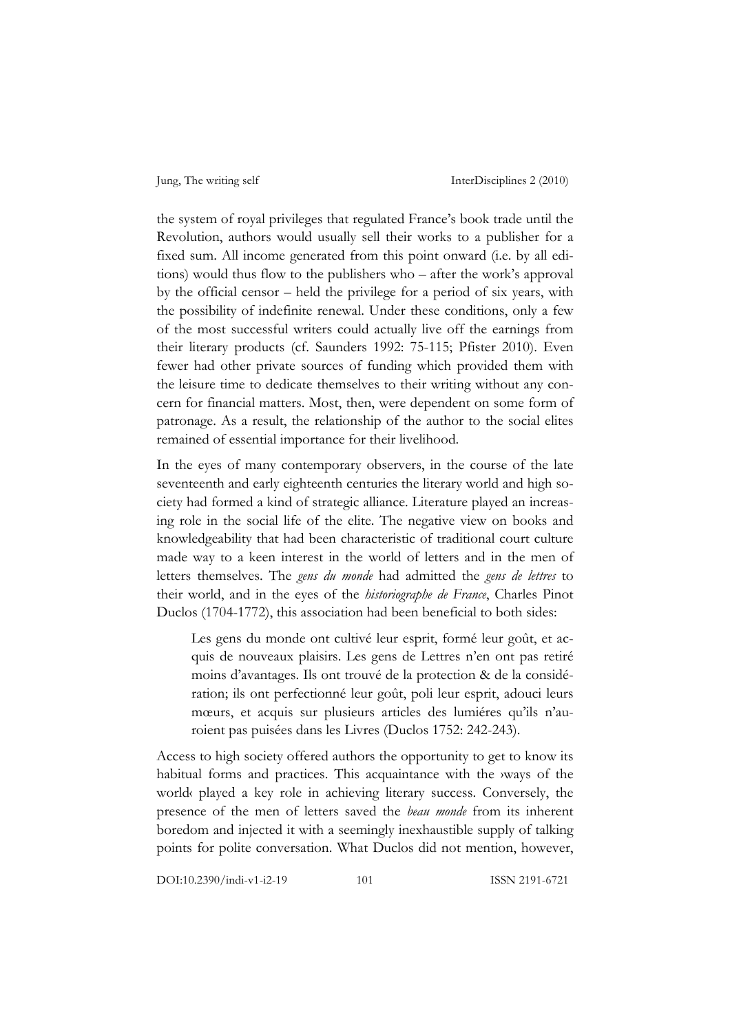the system of royal privileges that regulated France's book trade until the Revolution, authors would usually sell their works to a publisher for a fixed sum. All income generated from this point onward (i.e. by all editions) would thus flow to the publishers who – after the work's approval by the official censor – held the privilege for a period of six years, with the possibility of indefinite renewal. Under these conditions, only a few of the most successful writers could actually live off the earnings from their literary products (cf. Saunders 1992: 75-115; Pfister 2010). Even fewer had other private sources of funding which provided them with the leisure time to dedicate themselves to their writing without any concern for financial matters. Most, then, were dependent on some form of patronage. As a result, the relationship of the author to the social elites remained of essential importance for their livelihood.

In the eyes of many contemporary observers, in the course of the late seventeenth and early eighteenth centuries the literary world and high society had formed a kind of strategic alliance. Literature played an increasing role in the social life of the elite. The negative view on books and knowledgeability that had been characteristic of traditional court culture made way to a keen interest in the world of letters and in the men of letters themselves. The *gens du monde* had admitted the *gens de lettres* to their world, and in the eyes of the *historiographe de France*, Charles Pinot Duclos (1704-1772), this association had been beneficial to both sides:

> Les gens du monde ont cultivé leur esprit, formé leur goût, et acquis de nouveaux plaisirs. Les gens de Lettres n'en ont pas retiré moins d'avantages. Ils ont trouvé de la protection & de la considération; ils ont perfectionné leur goût, poli leur esprit, adouci leurs mœurs, et acquis sur plusieurs articles des lumiéres qu'ils n'auroient pas puisées dans les Livres (Duclos 1752: 242-243).

Access to high society offered authors the opportunity to get to know its habitual forms and practices. This acquaintance with the ›ways of the world‹ played a key role in achieving literary success. Conversely, the presence of the men of letters saved the *beau monde* from its inherent boredom and injected it with a seemingly inexhaustible supply of talking points for polite conversation. What Duclos did not mention, however,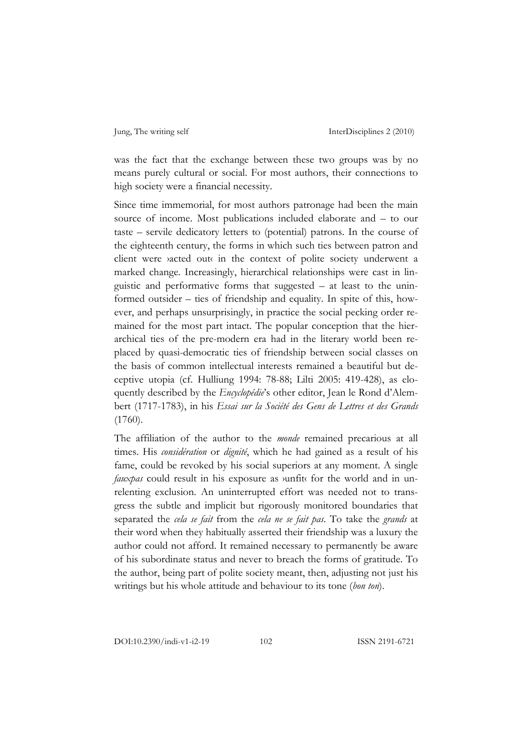was the fact that the exchange between these two groups was by no means purely cultural or social. For most authors, their connections to high society were a financial necessity.

Since time immemorial, for most authors patronage had been the main source of income. Most publications included elaborate and – to our taste – servile dedicatory letters to (potential) patrons. In the course of the eighteenth century, the forms in which such ties between patron and client were ›acted out‹ in the context of polite society underwent a marked change. Increasingly, hierarchical relationships were cast in linguistic and performative forms that suggested – at least to the uninformed outsider – ties of friendship and equality. In spite of this, however, and perhaps unsurprisingly, in practice the social pecking order remained for the most part intact. The popular conception that the hierarchical ties of the pre-modern era had in the literary world been replaced by quasi-democratic ties of friendship between social classes on the basis of common intellectual interests remained a beautiful but deceptive utopia (cf. Hulliung 1994: 78-88; Lilti 2005: 419-428), as eloquently described by the *Encyclopédie*'s other editor, Jean le Rond d'Alembert (1717-1783), in his *Essai sur la Société des Gens de Lettres et des Grands* (1760).

The affiliation of the author to the *monde* remained precarious at all times. His *considération* or *dignité*, which he had gained as a result of his fame, could be revoked by his social superiors at any moment. A single *fauxpas* could result in his exposure as ›unfit‹ for the world and in unrelenting exclusion. An uninterrupted effort was needed not to transgress the subtle and implicit but rigorously monitored boundaries that separated the *cela se fait* from the *cela ne se fait pas*. To take the *grands* at their word when they habitually asserted their friendship was a luxury the author could not afford. It remained necessary to permanently be aware of his subordinate status and never to breach the forms of gratitude. To the author, being part of polite society meant, then, adjusting not just his writings but his whole attitude and behaviour to its tone (*bon ton*).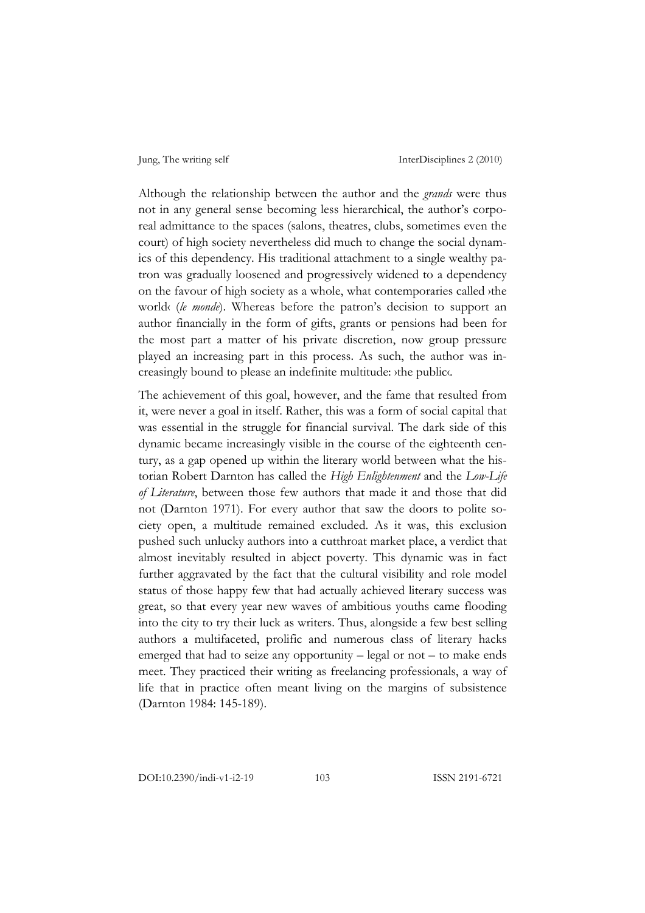Although the relationship between the author and the *grands* were thus not in any general sense becoming less hierarchical, the author's corporeal admittance to the spaces (salons, theatres, clubs, sometimes even the court) of high society nevertheless did much to change the social dynamics of this dependency. His traditional attachment to a single wealthy patron was gradually loosened and progressively widened to a dependency on the favour of high society as a whole, what contemporaries called ›the world‹ (*le monde*). Whereas before the patron's decision to support an author financially in the form of gifts, grants or pensions had been for the most part a matter of his private discretion, now group pressure played an increasing part in this process. As such, the author was increasingly bound to please an indefinite multitude: ›the public‹.

The achievement of this goal, however, and the fame that resulted from it, were never a goal in itself. Rather, this was a form of social capital that was essential in the struggle for financial survival. The dark side of this dynamic became increasingly visible in the course of the eighteenth century, as a gap opened up within the literary world between what the historian Robert Darnton has called the *High Enlightenment* and the *Low-Life of Literature*, between those few authors that made it and those that did not (Darnton 1971). For every author that saw the doors to polite society open, a multitude remained excluded. As it was, this exclusion pushed such unlucky authors into a cutthroat market place, a verdict that almost inevitably resulted in abject poverty. This dynamic was in fact further aggravated by the fact that the cultural visibility and role model status of those happy few that had actually achieved literary success was great, so that every year new waves of ambitious youths came flooding into the city to try their luck as writers. Thus, alongside a few best selling authors a multifaceted, prolific and numerous class of literary hacks emerged that had to seize any opportunity – legal or not – to make ends meet. They practiced their writing as freelancing professionals, a way of life that in practice often meant living on the margins of subsistence (Darnton 1984: 145-189).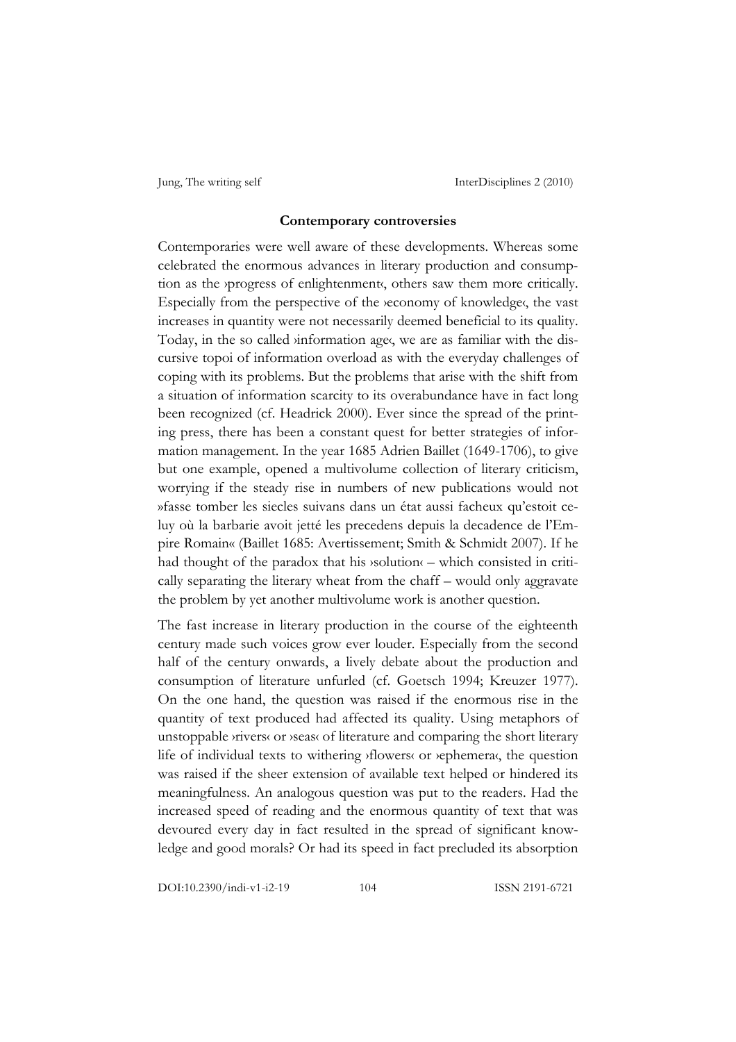### Contemporary controversies

Contemporaries were well aware of these developments. Whereas some celebrated the enormous advances in literary production and consumption as the ›progress of enlightenment‹, others saw them more critically. Especially from the perspective of the ›economy of knowledge‹, the vast increases in quantity were not necessarily deemed beneficial to its quality. Today, in the so called ›information age‹, we are as familiar with the discursive topoi of information overload as with the everyday challenges of coping with its problems. But the problems that arise with the shift from a situation of information scarcity to its overabundance have in fact long been recognized (cf. Headrick 2000). Ever since the spread of the printing press, there has been a constant quest for better strategies of information management. In the year 1685 Adrien Baillet (1649-1706), to give but one example, opened a multivolume collection of literary criticism, worrying if the steady rise in numbers of new publications would not »fasse tomber les siecles suivans dans un état aussi facheux qu'estoit celuy où la barbarie avoit jetté les precedens depuis la decadence de l'Empire Romain« (Baillet 1685: Avertissement; Smith & Schmidt 2007). If he had thought of the paradox that his ›solution‹ – which consisted in critically separating the literary wheat from the chaff – would only aggravate the problem by yet another multivolume work is another question.

The fast increase in literary production in the course of the eighteenth century made such voices grow ever louder. Especially from the second half of the century onwards, a lively debate about the production and consumption of literature unfurled (cf. Goetsch 1994; Kreuzer 1977). On the one hand, the question was raised if the enormous rise in the quantity of text produced had affected its quality. Using metaphors of unstoppable ›rivers‹ or ›seas‹ of literature and comparing the short literary life of individual texts to withering ›flowers‹ or ›ephemera‹, the question was raised if the sheer extension of available text helped or hindered its meaningfulness. An analogous question was put to the readers. Had the increased speed of reading and the enormous quantity of text that was devoured every day in fact resulted in the spread of significant knowledge and good morals? Or had its speed in fact precluded its absorption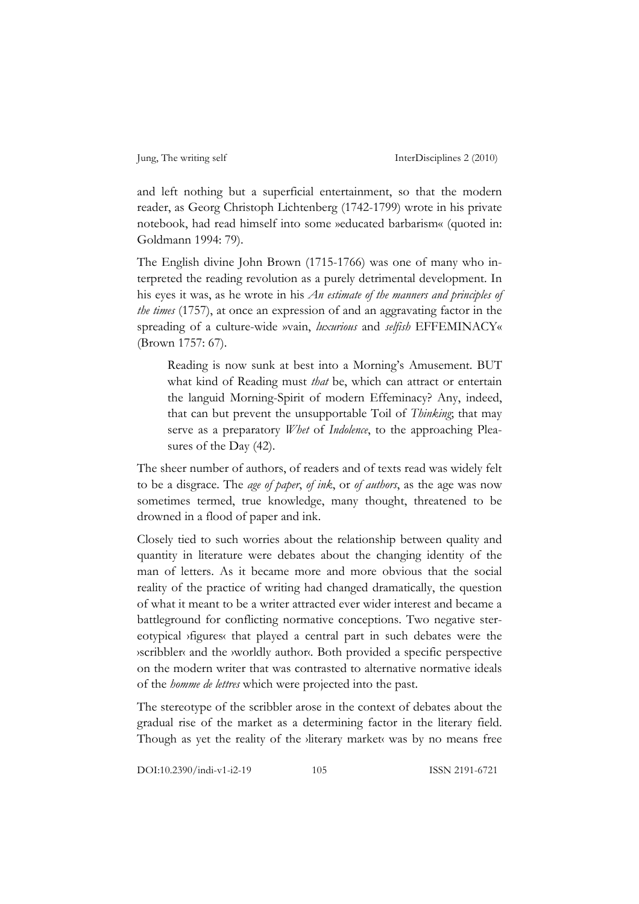and left nothing but a superficial entertainment, so that the modern reader, as Georg Christoph Lichtenberg (1742-1799) wrote in his private notebook, had read himself into some »educated barbarism« (quoted in: Goldmann 1994: 79).

The English divine John Brown (1715-1766) was one of many who interpreted the reading revolution as a purely detrimental development. In his eyes it was, as he wrote in his *An estimate of the manners and principles of the times* (1757), at once an expression of and an aggravating factor in the spreading of a culture-wide »vain, *luxurious* and *selfish* EFFEMINACY« (Brown 1757: 67).

> Reading is now sunk at best into a Morning's Amusement. BUT what kind of Reading must *that* be, which can attract or entertain the languid Morning-Spirit of modern Effeminacy? Any, indeed, that can but prevent the unsupportable Toil of *Thinking*; that may serve as a preparatory *Whet* of *Indolence*, to the approaching Pleasures of the Day (42).

The sheer number of authors, of readers and of texts read was widely felt to be a disgrace. The *age of paper*, *of ink*, or *of authors*, as the age was now sometimes termed, true knowledge, many thought, threatened to be drowned in a flood of paper and ink.

Closely tied to such worries about the relationship between quality and quantity in literature were debates about the changing identity of the man of letters. As it became more and more obvious that the social reality of the practice of writing had changed dramatically, the question of what it meant to be a writer attracted ever wider interest and became a battleground for conflicting normative conceptions. Two negative stereotypical ›figures‹ that played a central part in such debates were the ›scribbler‹ and the ›worldly author‹. Both provided a specific perspective on the modern writer that was contrasted to alternative normative ideals of the *homme de lettres* which were projected into the past.

The stereotype of the scribbler arose in the context of debates about the gradual rise of the market as a determining factor in the literary field. Though as yet the reality of the ›literary market‹ was by no means free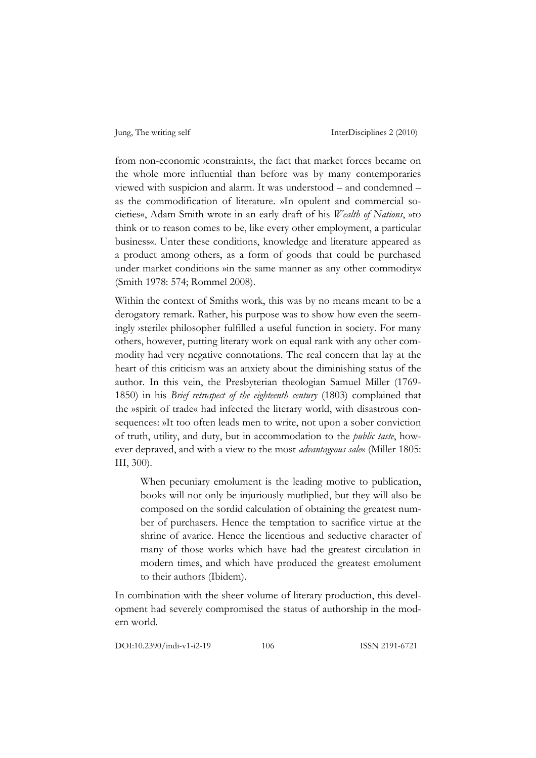from non-economic ›constraints‹, the fact that market forces became on the whole more influential than before was by many contemporaries viewed with suspicion and alarm. It was understood – and condemned – as the commodification of literature. »In opulent and commercial societies«, Adam Smith wrote in an early draft of his *Wealth of Nations*, »to think or to reason comes to be, like every other employment, a particular business«. Unter these conditions, knowledge and literature appeared as a product among others, as a form of goods that could be purchased under market conditions »in the same manner as any other commodity« (Smith 1978: 574; Rommel 2008).

Within the context of Smiths work, this was by no means meant to be a derogatory remark. Rather, his purpose was to show how even the seemingly ›sterile‹ philosopher fulfilled a useful function in society. For many others, however, putting literary work on equal rank with any other commodity had very negative connotations. The real concern that lay at the heart of this criticism was an anxiety about the diminishing status of the author. In this vein, the Presbyterian theologian Samuel Miller (1769-1850) in his *Brief retrospect of the eighteenth century* (1803) complained that the »spirit of trade« had infected the literary world, with disastrous consequences: »It too often leads men to write, not upon a sober conviction of truth, utility, and duty, but in accommodation to the *public taste*, however depraved, and with a view to the most *advantageous sale*« (Miller 1805: III, 300).

> When pecuniary emolument is the leading motive to publication, books will not only be injuriously mutliplied, but they will also be composed on the sordid calculation of obtaining the greatest number of purchasers. Hence the temptation to sacrifice virtue at the shrine of avarice. Hence the licentious and seductive character of many of those works which have had the greatest circulation in modern times, and which have produced the greatest emolument to their authors (Ibidem).

In combination with the sheer volume of literary production, this development had severely compromised the status of authorship in the modern world.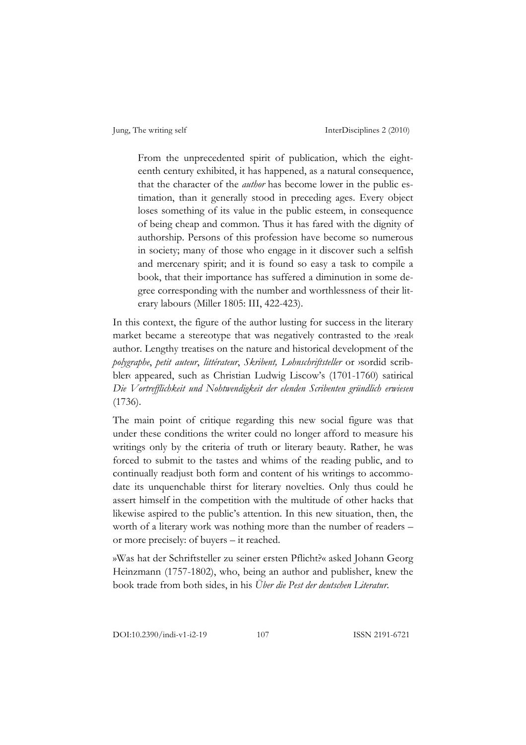> From the unprecedented spirit of publication, which the eighteenth century exhibited, it has happened, as a natural consequence, that the character of the *author* has become lower in the public estimation, than it generally stood in preceding ages. Every object loses something of its value in the public esteem, in consequence of being cheap and common. Thus it has fared with the dignity of authorship. Persons of this profession have become so numerous in society; many of those who engage in it discover such a selfish and mercenary spirit; and it is found so easy a task to compile a book, that their importance has suffered a diminution in some degree corresponding with the number and worthlessness of their literary labours (Miller 1805: III, 422-423).

In this context, the figure of the author lusting for success in the literary market became a stereotype that was negatively contrasted to the ›real‹ author. Lengthy treatises on the nature and historical development of the *polygraphe*, *petit auteur*, *littérateur*, *Skribent, Lohnschriftsteller* or ›sordid scribbler‹ appeared, such as Christian Ludwig Liscow's (1701-1760) satirical *Die Vortrefflichkeit und Nohtwendigkeit der elenden Scribenten gründlich erwiesen* (1736).

The main point of critique regarding this new social figure was that under these conditions the writer could no longer afford to measure his writings only by the criteria of truth or literary beauty. Rather, he was forced to submit to the tastes and whims of the reading public, and to continually readjust both form and content of his writings to accommodate its unquenchable thirst for literary novelties. Only thus could he assert himself in the competition with the multitude of other hacks that likewise aspired to the public's attention. In this new situation, then, the worth of a literary work was nothing more than the number of readers – or more precisely: of buyers – it reached.

»Was hat der Schriftsteller zu seiner ersten Pflicht?« asked Johann Georg Heinzmann (1757-1802), who, being an author and publisher, knew the book trade from both sides, in his *Über die Pest der deutschen Literatur*.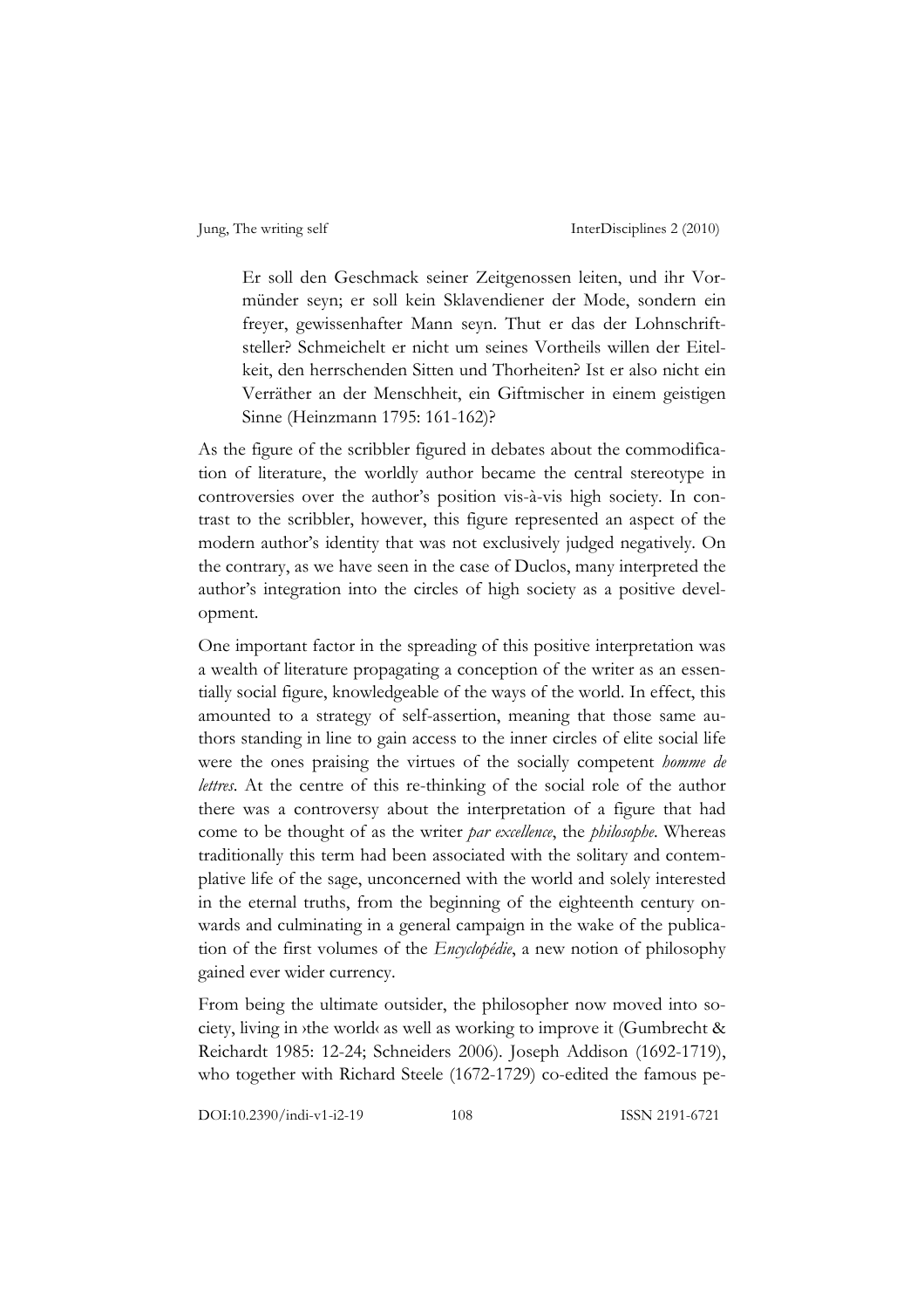> Er soll den Geschmack seiner Zeitgenossen leiten, und ihr Vormünder seyn; er soll kein Sklavendiener der Mode, sondern ein freyer, gewissenhafter Mann seyn. Thut er das der Lohnschriftsteller? Schmeichelt er nicht um seines Vortheils willen der Eitelkeit, den herrschenden Sitten und Thorheiten? Ist er also nicht ein Verräther an der Menschheit, ein Giftmischer in einem geistigen Sinne (Heinzmann 1795: 161-162)?

As the figure of the scribbler figured in debates about the commodification of literature, the worldly author became the central stereotype in controversies over the author's position vis-à-vis high society. In contrast to the scribbler, however, this figure represented an aspect of the modern author's identity that was not exclusively judged negatively. On the contrary, as we have seen in the case of Duclos, many interpreted the author's integration into the circles of high society as a positive development.

One important factor in the spreading of this positive interpretation was a wealth of literature propagating a conception of the writer as an essentially social figure, knowledgeable of the ways of the world. In effect, this amounted to a strategy of self-assertion, meaning that those same authors standing in line to gain access to the inner circles of elite social life were the ones praising the virtues of the socially competent *homme de lettres*. At the centre of this re-thinking of the social role of the author there was a controversy about the interpretation of a figure that had come to be thought of as the writer *par excellence*, the *philosophe*. Whereas traditionally this term had been associated with the solitary and contemplative life of the sage, unconcerned with the world and solely interested in the eternal truths, from the beginning of the eighteenth century onwards and culminating in a general campaign in the wake of the publication of the first volumes of the *Encyclopédie*, a new notion of philosophy gained ever wider currency.

From being the ultimate outsider, the philosopher now moved into society, living in ›the world‹ as well as working to improve it (Gumbrecht & Reichardt 1985: 12-24; Schneiders 2006). Joseph Addison (1692-1719), who together with Richard Steele (1672-1729) co-edited the famous pe-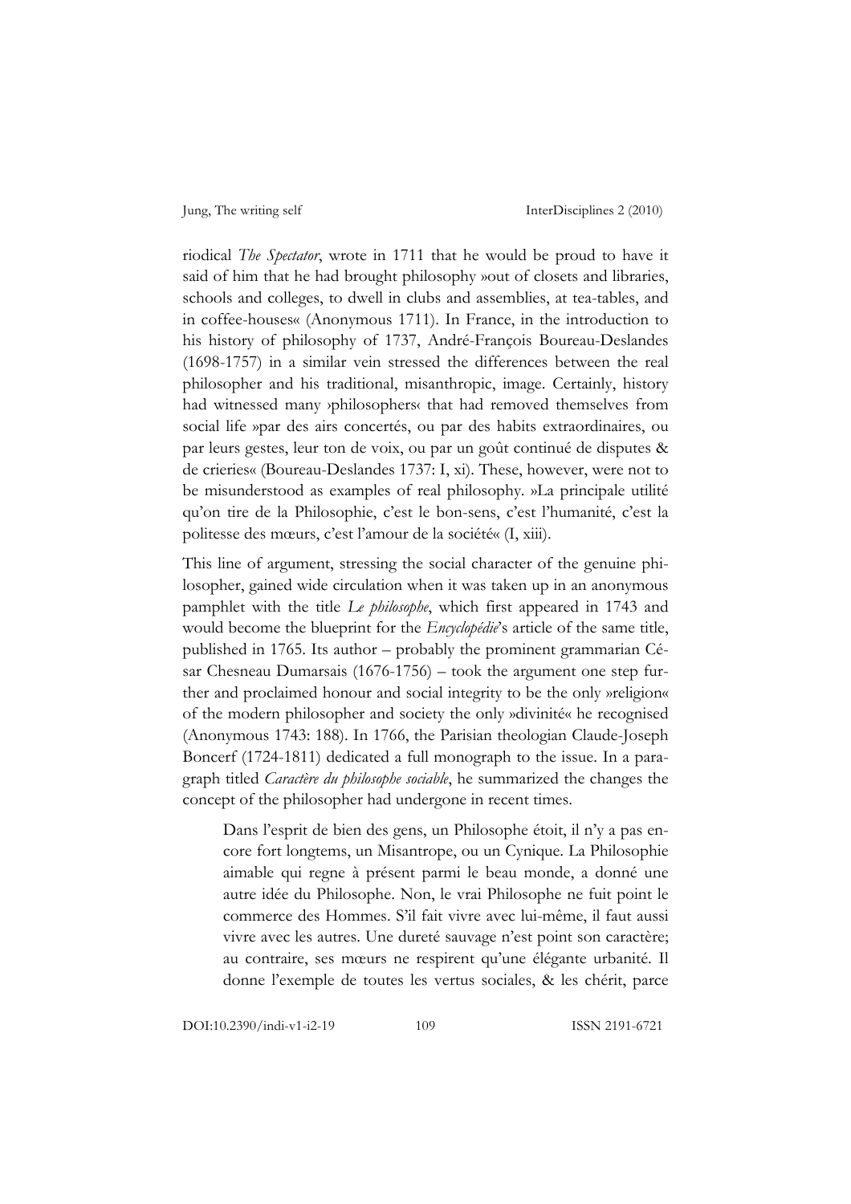riodical *The Spectator*, wrote in 1711 that he would be proud to have it said of him that he had brought philosophy »out of closets and libraries, schools and colleges, to dwell in clubs and assemblies, at tea-tables, and in coffee-houses« (Anonymous 1711). In France, in the introduction to his history of philosophy of 1737, André-François Boureau-Deslandes (1698-1757) in a similar vein stressed the differences between the real philosopher and his traditional, misanthropic, image. Certainly, history had witnessed many ›philosophers‹ that had removed themselves from social life »par des airs concertés, ou par des habits extraordinaires, ou par leurs gestes, leur ton de voix, ou par un goût continué de disputes & de crieries« (Boureau-Deslandes 1737: I, xi). These, however, were not to be misunderstood as examples of real philosophy. »La principale utilité qu'on tire de la Philosophie, c'est le bon-sens, c'est l'humanité, c'est la politesse des mœurs, c'est l'amour de la société« (I, xiii).

This line of argument, stressing the social character of the genuine philosopher, gained wide circulation when it was taken up in an anonymous pamphlet with the title *Le philosophe*, which first appeared in 1743 and would become the blueprint for the *Encyclopédie*'s article of the same title, published in 1765. Its author – probably the prominent grammarian César Chesneau Dumarsais (1676-1756) – took the argument one step further and proclaimed honour and social integrity to be the only »religion« of the modern philosopher and society the only »divinité« he recognised (Anonymous 1743: 188). In 1766, the Parisian theologian Claude-Joseph Boncerf (1724-1811) dedicated a full monograph to the issue. In a paragraph titled *Caractère du philosophe sociable*, he summarized the changes the concept of the philosopher had undergone in recent times.

> Dans l'esprit de bien des gens, un Philosophe étoit, il n'y a pas encore fort longtems, un Misantrope, ou un Cynique. La Philosophie aimable qui regne à présent parmi le beau monde, a donné une autre idée du Philosophe. Non, le vrai Philosophe ne fuit point le commerce des Hommes. S'il fait vivre avec lui-même, il faut aussi vivre avec les autres. Une dureté sauvage n'est point son caractère; au contraire, ses mœurs ne respirent qu'une élégante urbanité. Il donne l'exemple de toutes les vertus sociales, & les chérit, parce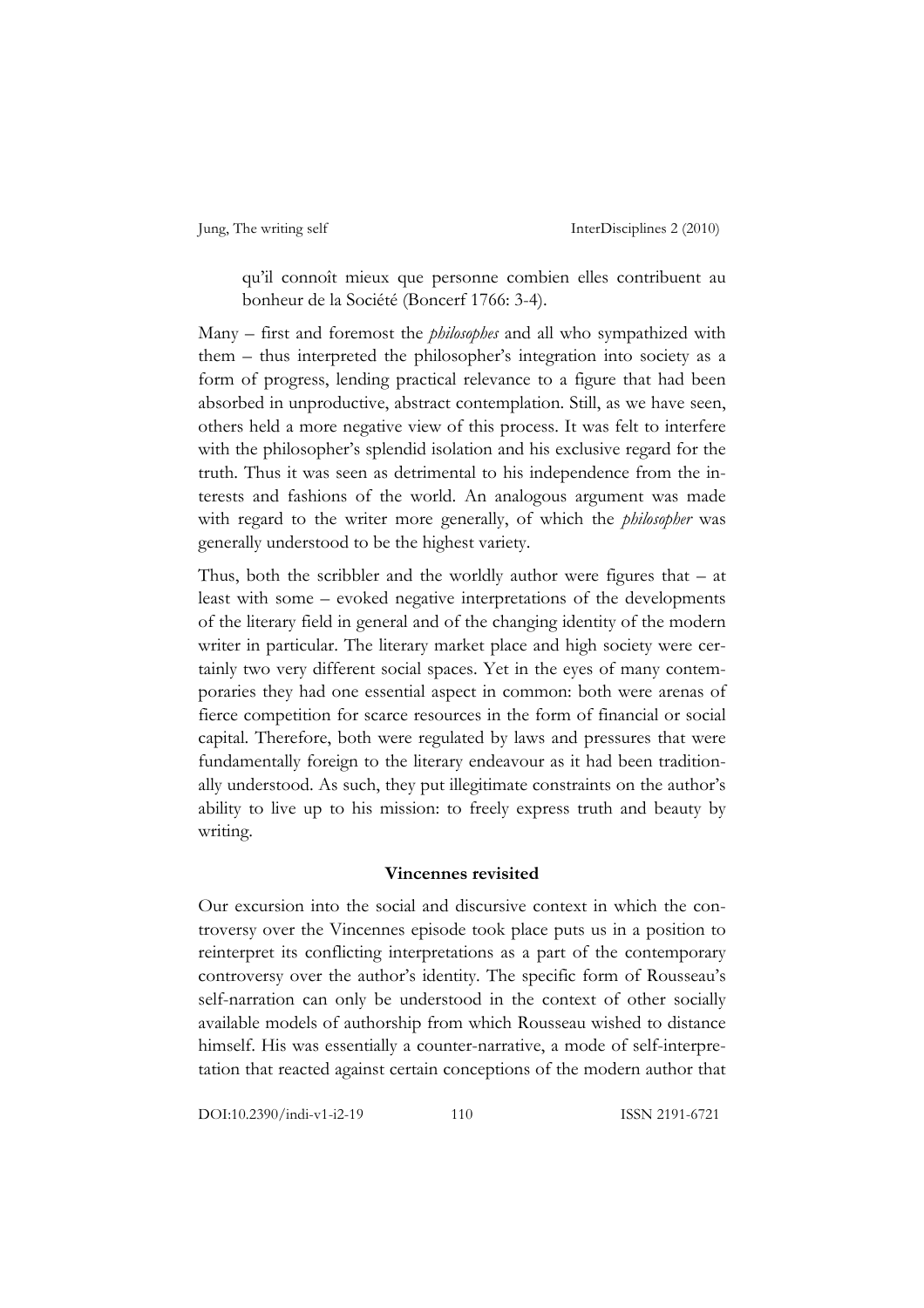> qu'il connoît mieux que personne combien elles contribuent au bonheur de la Société (Boncerf 1766: 3-4).

Many – first and foremost the *philosophes* and all who sympathized with them – thus interpreted the philosopher's integration into society as a form of progress, lending practical relevance to a figure that had been absorbed in unproductive, abstract contemplation. Still, as we have seen, others held a more negative view of this process. It was felt to interfere with the philosopher's splendid isolation and his exclusive regard for the truth. Thus it was seen as detrimental to his independence from the interests and fashions of the world. An analogous argument was made with regard to the writer more generally, of which the *philosopher* was generally understood to be the highest variety.

Thus, both the scribbler and the worldly author were figures that – at least with some – evoked negative interpretations of the developments of the literary field in general and of the changing identity of the modern writer in particular. The literary market place and high society were certainly two very different social spaces. Yet in the eyes of many contemporaries they had one essential aspect in common: both were arenas of fierce competition for scarce resources in the form of financial or social capital. Therefore, both were regulated by laws and pressures that were fundamentally foreign to the literary endeavour as it had been traditionally understood. As such, they put illegitimate constraints on the author's ability to live up to his mission: to freely express truth and beauty by writing.

## Vincennes revisited

Our excursion into the social and discursive context in which the controversy over the Vincennes episode took place puts us in a position to reinterpret its conflicting interpretations as a part of the contemporary controversy over the author's identity. The specific form of Rousseau's self-narration can only be understood in the context of other socially available models of authorship from which Rousseau wished to distance himself. His was essentially a counter-narrative, a mode of self-interpretation that reacted against certain conceptions of the modern author that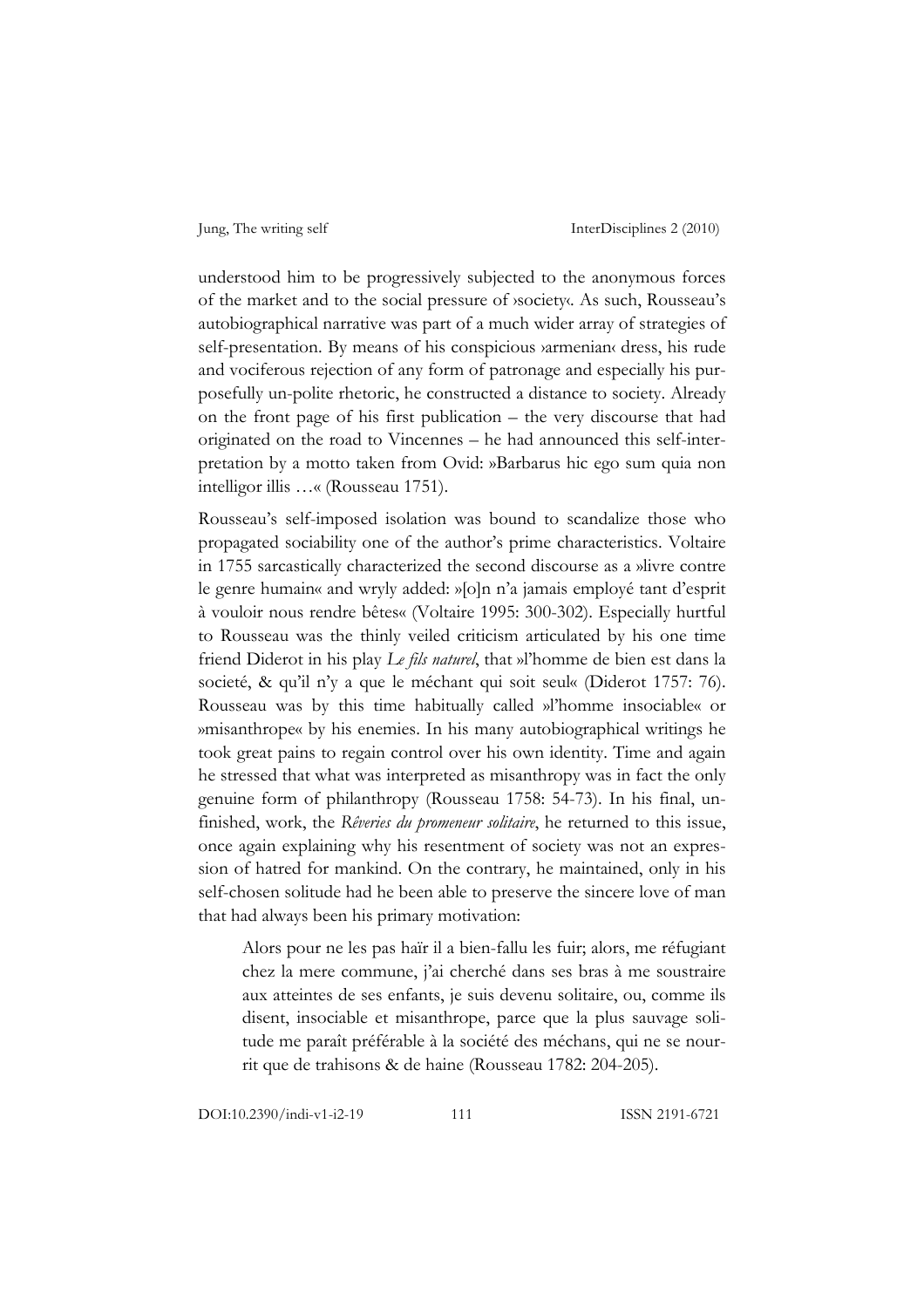understood him to be progressively subjected to the anonymous forces of the market and to the social pressure of ›society‹. As such, Rousseau's autobiographical narrative was part of a much wider array of strategies of self-presentation. By means of his conspicious ›armenian‹ dress, his rude and vociferous rejection of any form of patronage and especially his purposefully un-polite rhetoric, he constructed a distance to society. Already on the front page of his first publication – the very discourse that had originated on the road to Vincennes – he had announced this self-interpretation by a motto taken from Ovid: »Barbarus hic ego sum quia non intelligor illis …« (Rousseau 1751).

Rousseau's self-imposed isolation was bound to scandalize those who propagated sociability one of the author's prime characteristics. Voltaire in 1755 sarcastically characterized the second discourse as a »livre contre le genre humain« and wryly added: »[o]n n'a jamais employé tant d'esprit à vouloir nous rendre bêtes« (Voltaire 1995: 300-302). Especially hurtful to Rousseau was the thinly veiled criticism articulated by his one time friend Diderot in his play *Le fils naturel*, that »l'homme de bien est dans la societé, & qu'il n'y a que le méchant qui soit seul« (Diderot 1757: 76). Rousseau was by this time habitually called »l'homme insociable« or »misanthrope« by his enemies. In his many autobiographical writings he took great pains to regain control over his own identity. Time and again he stressed that what was interpreted as misanthropy was in fact the only genuine form of philanthropy (Rousseau 1758: 54-73). In his final, unfinished, work, the *Rêveries du promeneur solitaire*, he returned to this issue, once again explaining why his resentment of society was not an expression of hatred for mankind. On the contrary, he maintained, only in his self-chosen solitude had he been able to preserve the sincere love of man that had always been his primary motivation:

> Alors pour ne les pas haïr il a bien-fallu les fuir; alors, me réfugiant chez la mere commune, j'ai cherché dans ses bras à me soustraire aux atteintes de ses enfants, je suis devenu solitaire, ou, comme ils disent, insociable et misanthrope, parce que la plus sauvage solitude me paraît préférable à la société des méchans, qui ne se nourrit que de trahisons & de haine (Rousseau 1782: 204-205).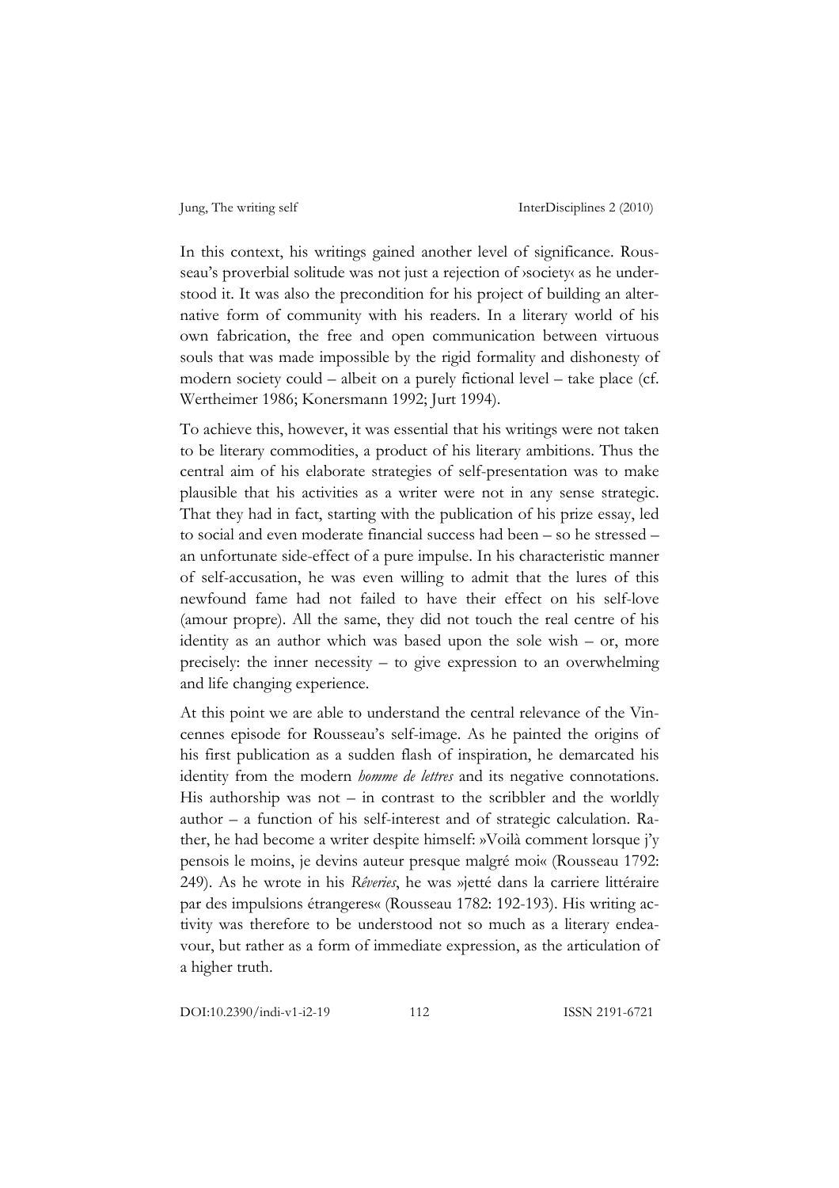In this context, his writings gained another level of significance. Rousseau's proverbial solitude was not just a rejection of ›society‹ as he understood it. It was also the precondition for his project of building an alternative form of community with his readers. In a literary world of his own fabrication, the free and open communication between virtuous souls that was made impossible by the rigid formality and dishonesty of modern society could – albeit on a purely fictional level – take place (cf. Wertheimer 1986; Konersmann 1992; Jurt 1994).

To achieve this, however, it was essential that his writings were not taken to be literary commodities, a product of his literary ambitions. Thus the central aim of his elaborate strategies of self-presentation was to make plausible that his activities as a writer were not in any sense strategic. That they had in fact, starting with the publication of his prize essay, led to social and even moderate financial success had been – so he stressed – an unfortunate side-effect of a pure impulse. In his characteristic manner of self-accusation, he was even willing to admit that the lures of this newfound fame had not failed to have their effect on his self-love (amour propre). All the same, they did not touch the real centre of his identity as an author which was based upon the sole wish – or, more precisely: the inner necessity – to give expression to an overwhelming and life changing experience.

At this point we are able to understand the central relevance of the Vincennes episode for Rousseau's self-image. As he painted the origins of his first publication as a sudden flash of inspiration, he demarcated his identity from the modern *homme de lettres* and its negative connotations. His authorship was not – in contrast to the scribbler and the worldly author – a function of his self-interest and of strategic calculation. Rather, he had become a writer despite himself: »Voilà comment lorsque j'y pensois le moins, je devins auteur presque malgré moi« (Rousseau 1792: 249). As he wrote in his *Rêveries*, he was »jetté dans la carriere littéraire par des impulsions étrangeres« (Rousseau 1782: 192-193). His writing activity was therefore to be understood not so much as a literary endeavour, but rather as a form of immediate expression, as the articulation of a higher truth.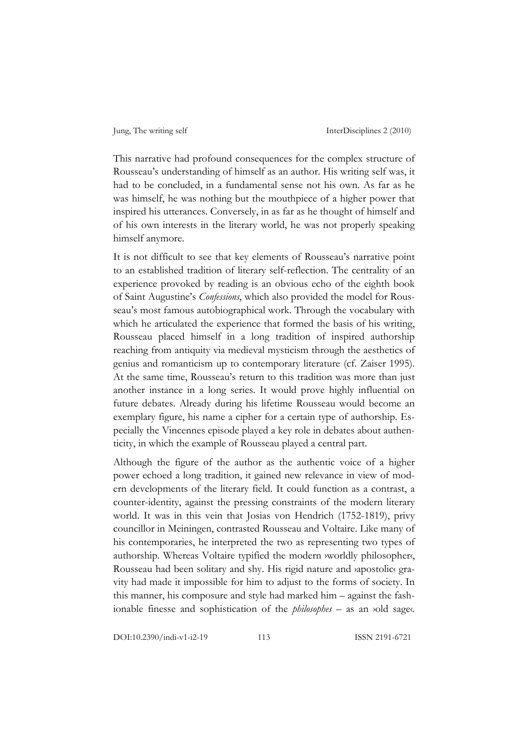This narrative had profound consequences for the complex structure of Rousseau's understanding of himself as an author. His writing self was, it had to be concluded, in a fundamental sense not his own. As far as he was himself, he was nothing but the mouthpiece of a higher power that inspired his utterances. Conversely, in as far as he thought of himself and of his own interests in the literary world, he was not properly speaking himself anymore.

It is not difficult to see that key elements of Rousseau's narrative point to an established tradition of literary self-reflection. The centrality of an experience provoked by reading is an obvious echo of the eighth book of Saint Augustine's *Confessions*, which also provided the model for Rousseau's most famous autobiographical work. Through the vocabulary with which he articulated the experience that formed the basis of his writing, Rousseau placed himself in a long tradition of inspired authorship reaching from antiquity via medieval mysticism through the aesthetics of genius and romanticism up to contemporary literature (cf. Zaiser 1995). At the same time, Rousseau's return to this tradition was more than just another instance in a long series. It would prove highly influential on future debates. Already during his lifetime Rousseau would become an exemplary figure, his name a cipher for a certain type of authorship. Especially the Vincennes episode played a key role in debates about authenticity, in which the example of Rousseau played a central part.

Although the figure of the author as the authentic voice of a higher power echoed a long tradition, it gained new relevance in view of modern developments of the literary field. It could function as a contrast, a counter-identity, against the pressing constraints of the modern literary world. It was in this vein that Josias von Hendrich (1752-1819), privy councillor in Meiningen, contrasted Rousseau and Voltaire. Like many of his contemporaries, he interpreted the two as representing two types of authorship. Whereas Voltaire typified the modern ›worldly philosopher‹, Rousseau had been solitary and shy. His rigid nature and ›apostolic‹ gravity had made it impossible for him to adjust to the forms of society. In this manner, his composure and style had marked him – against the fashionable finesse and sophistication of the *philosophes* – as an ›old sage‹.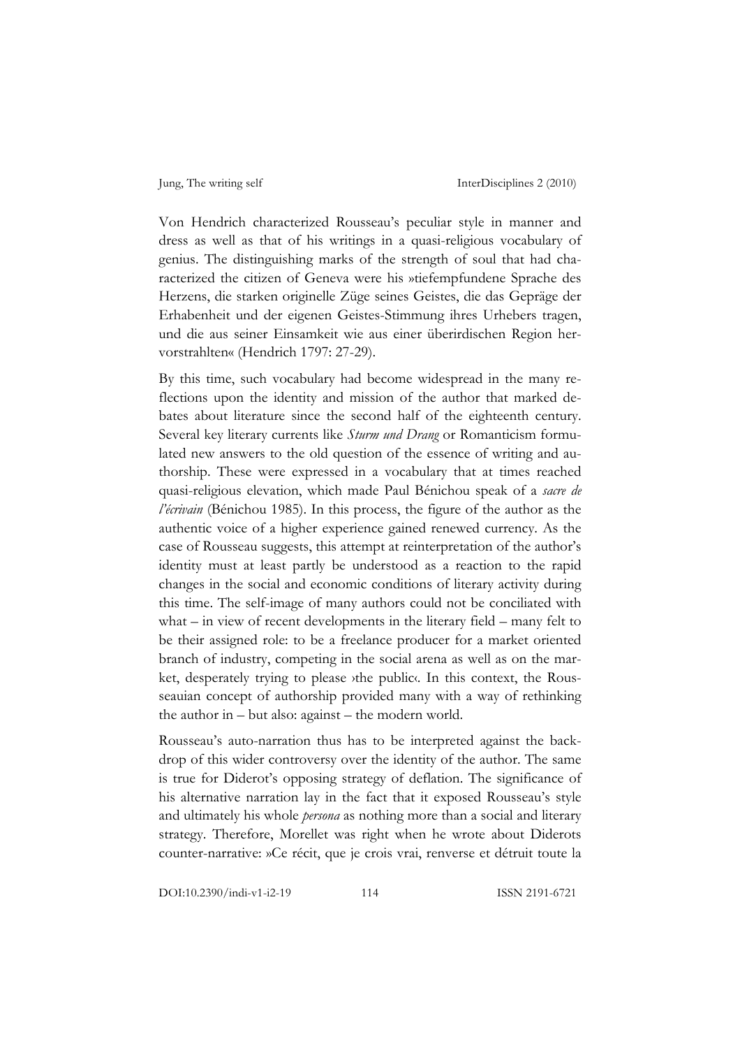Von Hendrich characterized Rousseau's peculiar style in manner and dress as well as that of his writings in a quasi-religious vocabulary of genius. The distinguishing marks of the strength of soul that had characterized the citizen of Geneva were his »tiefempfundene Sprache des Herzens, die starken originelle Züge seines Geistes, die das Gepräge der Erhabenheit und der eigenen Geistes-Stimmung ihres Urhebers tragen, und die aus seiner Einsamkeit wie aus einer überirdischen Region hervorstrahlten« (Hendrich 1797: 27-29).

By this time, such vocabulary had become widespread in the many reflections upon the identity and mission of the author that marked debates about literature since the second half of the eighteenth century. Several key literary currents like *Sturm und Drang* or Romanticism formulated new answers to the old question of the essence of writing and authorship. These were expressed in a vocabulary that at times reached quasi-religious elevation, which made Paul Bénichou speak of a *sacre de l'écrivain* (Bénichou 1985). In this process, the figure of the author as the authentic voice of a higher experience gained renewed currency. As the case of Rousseau suggests, this attempt at reinterpretation of the author's identity must at least partly be understood as a reaction to the rapid changes in the social and economic conditions of literary activity during this time. The self-image of many authors could not be conciliated with what – in view of recent developments in the literary field – many felt to be their assigned role: to be a freelance producer for a market oriented branch of industry, competing in the social arena as well as on the market, desperately trying to please ›the public‹. In this context, the Rousseauian concept of authorship provided many with a way of rethinking the author in – but also: against – the modern world.

Rousseau's auto-narration thus has to be interpreted against the backdrop of this wider controversy over the identity of the author. The same is true for Diderot's opposing strategy of deflation. The significance of his alternative narration lay in the fact that it exposed Rousseau's style and ultimately his whole *persona* as nothing more than a social and literary strategy. Therefore, Morellet was right when he wrote about Diderots counter-narrative: »Ce récit, que je crois vrai, renverse et détruit toute la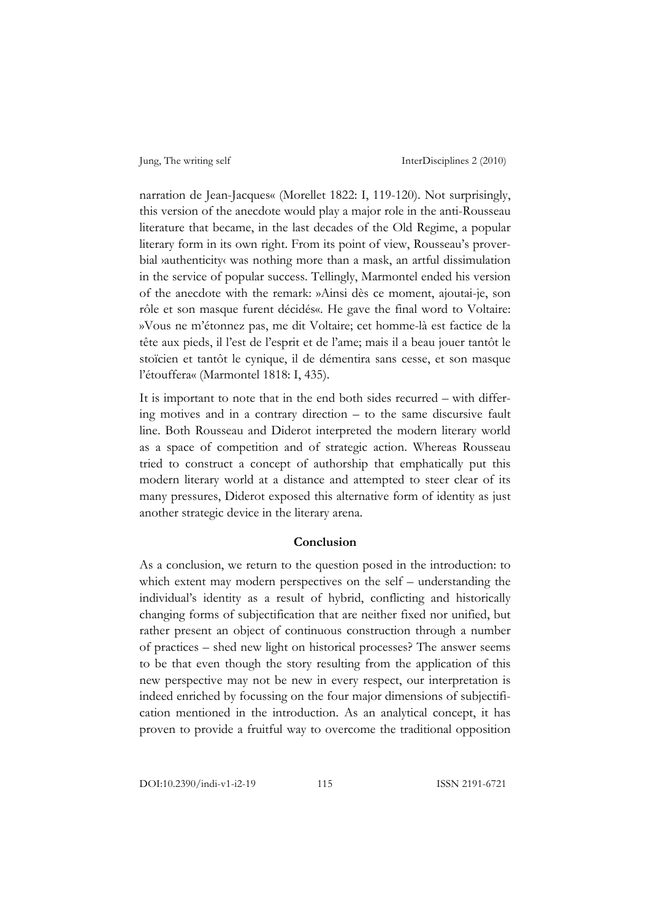narration de Jean-Jacques« (Morellet 1822: I, 119-120). Not surprisingly, this version of the anecdote would play a major role in the anti-Rousseau literature that became, in the last decades of the Old Regime, a popular literary form in its own right. From its point of view, Rousseau's proverbial ›authenticity‹ was nothing more than a mask, an artful dissimulation in the service of popular success. Tellingly, Marmontel ended his version of the anecdote with the remark: »Ainsi dès ce moment, ajoutai-je, son rôle et son masque furent décidés«. He gave the final word to Voltaire: »Vous ne m'étonnez pas, me dit Voltaire; cet homme-là est factice de la tête aux pieds, il l'est de l'esprit et de l'ame; mais il a beau jouer tantôt le stoïcien et tantôt le cynique, il de démentira sans cesse, et son masque l'étouffera« (Marmontel 1818: I, 435).

It is important to note that in the end both sides recurred – with differing motives and in a contrary direction – to the same discursive fault line. Both Rousseau and Diderot interpreted the modern literary world as a space of competition and of strategic action. Whereas Rousseau tried to construct a concept of authorship that emphatically put this modern literary world at a distance and attempted to steer clear of its many pressures, Diderot exposed this alternative form of identity as just another strategic device in the literary arena.

## Conclusion

As a conclusion, we return to the question posed in the introduction: to which extent may modern perspectives on the self – understanding the individual's identity as a result of hybrid, conflicting and historically changing forms of subjectification that are neither fixed nor unified, but rather present an object of continuous construction through a number of practices – shed new light on historical processes? The answer seems to be that even though the story resulting from the application of this new perspective may not be new in every respect, our interpretation is indeed enriched by focussing on the four major dimensions of subjectification mentioned in the introduction. As an analytical concept, it has proven to provide a fruitful way to overcome the traditional opposition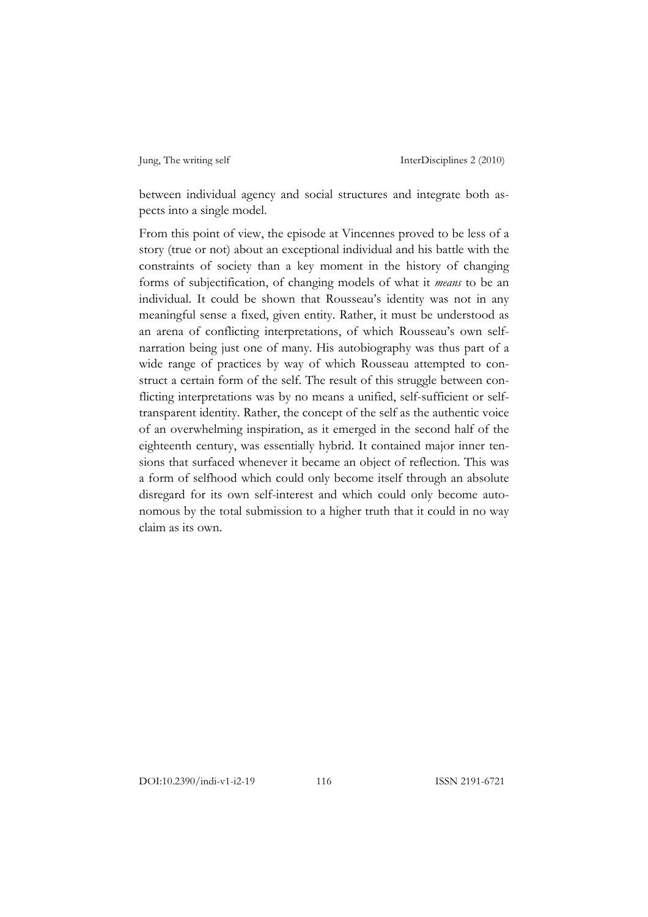between individual agency and social structures and integrate both aspects into a single model.

From this point of view, the episode at Vincennes proved to be less of a story (true or not) about an exceptional individual and his battle with the constraints of society than a key moment in the history of changing forms of subjectification, of changing models of what it *means* to be an individual. It could be shown that Rousseau's identity was not in any meaningful sense a fixed, given entity. Rather, it must be understood as an arena of conflicting interpretations, of which Rousseau's own self-narration being just one of many. His autobiography was thus part of a wide range of practices by way of which Rousseau attempted to construct a certain form of the self. The result of this struggle between conflicting interpretations was by no means a unified, self-sufficient or self-transparent identity. Rather, the concept of the self as the authentic voice of an overwhelming inspiration, as it emerged in the second half of the eighteenth century, was essentially hybrid. It contained major inner tensions that surfaced whenever it became an object of reflection. This was a form of selfhood which could only become itself through an absolute disregard for its own self-interest and which could only become autonomous by the total submission to a higher truth that it could in no way claim as its own.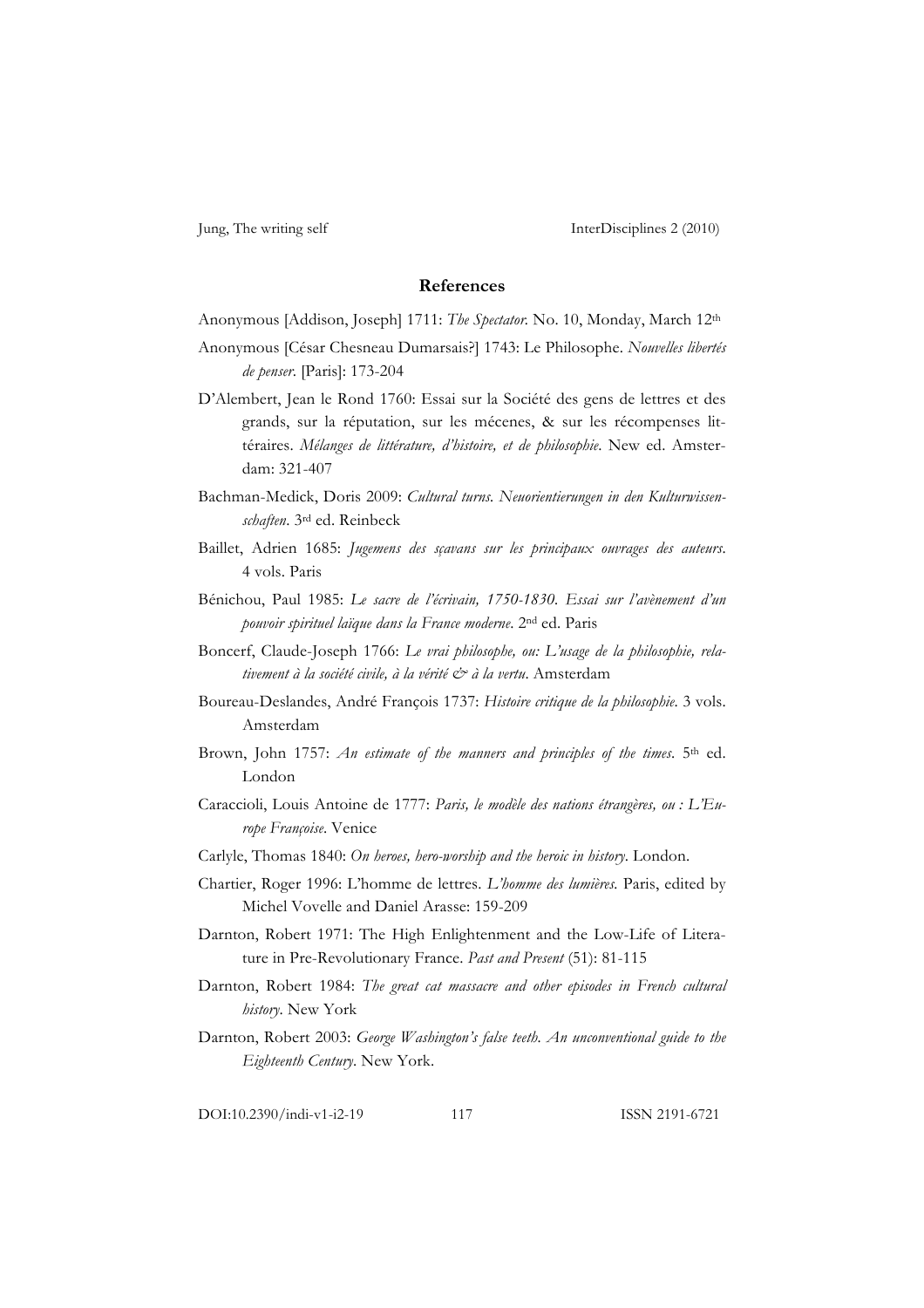## References

Anonymous [Addison, Joseph] 1711: *The Spectator*. No. 10, Monday, March 12th

Anonymous [César Chesneau Dumarsais?] 1743: Le Philosophe. *Nouvelles libertés de penser*. [Paris]: 173-204

D'Alembert, Jean le Rond 1760: Essai sur la Société des gens de lettres et des grands, sur la réputation, sur les mécenes, & sur les récompenses littéraires. *Mélanges de littérature, d'histoire, et de philosophie*. New ed. Amsterdam: 321-407

Bachman-Medick, Doris 2009: *Cultural turns. Neuorientierungen in den Kulturwissenschaften*. 3rd ed. Reinbeck

Baillet, Adrien 1685: *Jugemens des sçavans sur les principaux ouvrages des auteurs*. 4 vols. Paris

Bénichou, Paul 1985: *Le sacre de l'écrivain, 1750-1830. Essai sur l'avènement d'un pouvoir spirituel laïque dans la France moderne*. 2nd ed. Paris

Boncerf, Claude-Joseph 1766: *Le vrai philosophe, ou: L'usage de la philosophie, relativement à la société civile, à la vérité & à la vertu*. Amsterdam

Boureau-Deslandes, André François 1737: *Histoire critique de la philosophie*. 3 vols. Amsterdam

Brown, John 1757: *An estimate of the manners and principles of the times*. 5th ed. London

Caraccioli, Louis Antoine de 1777: *Paris, le modèle des nations étrangères, ou : L'Europe Françoise*. Venice

Carlyle, Thomas 1840: *On heroes, hero-worship and the heroic in history*. London.

Chartier, Roger 1996: L'homme de lettres. *L'homme des lumières.* Paris, edited by Michel Vovelle and Daniel Arasse: 159-209

Darnton, Robert 1971: The High Enlightenment and the Low-Life of Literature in Pre-Revolutionary France. *Past and Present* (51): 81-115

Darnton, Robert 1984: *The great cat massacre and other episodes in French cultural history*. New York

Darnton, Robert 2003: *George Washington's false teeth. An unconventional guide to the Eighteenth Century*. New York.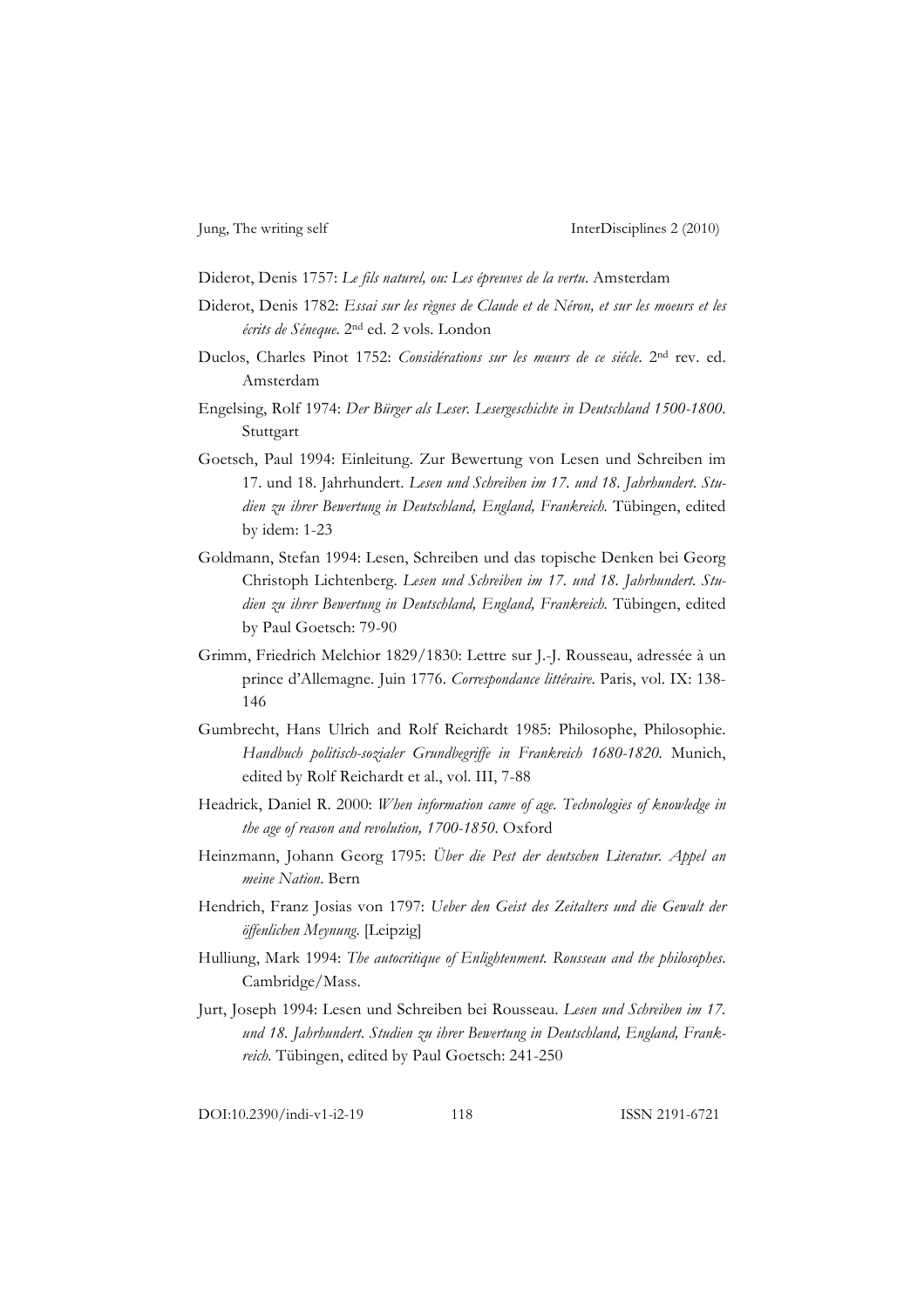Diderot, Denis 1757: *Le fils naturel, ou: Les épreuves de la vertu*. Amsterdam

Diderot, Denis 1782: *Essai sur les règnes de Claude et de Néron, et sur les moeurs et les écrits de Séneque*. 2nd ed. 2 vols. London

Duclos, Charles Pinot 1752: *Considérations sur les mœurs de ce siécle*. 2nd rev. ed. Amsterdam

Engelsing, Rolf 1974: *Der Bürger als Leser. Lesergeschichte in Deutschland 1500-1800*. Stuttgart

Goetsch, Paul 1994: Einleitung. Zur Bewertung von Lesen und Schreiben im 17. und 18. Jahrhundert. *Lesen und Schreiben im 17. und 18. Jahrhundert. Studien zu ihrer Bewertung in Deutschland, England, Frankreich*. Tübingen, edited by idem: 1-23

Goldmann, Stefan 1994: Lesen, Schreiben und das topische Denken bei Georg Christoph Lichtenberg. *Lesen und Schreiben im 17. und 18. Jahrhundert. Studien zu ihrer Bewertung in Deutschland, England, Frankreich*. Tübingen, edited by Paul Goetsch: 79-90

Grimm, Friedrich Melchior 1829/1830: Lettre sur J.-J. Rousseau, adressée à un prince d'Allemagne. Juin 1776. *Correspondance littéraire*. Paris, vol. IX: 138-146

Gumbrecht, Hans Ulrich and Rolf Reichardt 1985: Philosophe, Philosophie. *Handbuch politisch-sozialer Grundbegriffe in Frankreich 1680-1820*. Munich, edited by Rolf Reichardt et al., vol. III, 7-88

Headrick, Daniel R. 2000: *When information came of age. Technologies of knowledge in the age of reason and revolution, 1700-1850*. Oxford

Heinzmann, Johann Georg 1795: *Über die Pest der deutschen Literatur. Appel an meine Nation*. Bern

Hendrich, Franz Josias von 1797: *Ueber den Geist des Zeitalters und die Gewalt der öffenlichen Meynung*. [Leipzig]

Hulliung, Mark 1994: *The autocritique of Enlightenment. Rousseau and the philosophes*. Cambridge/Mass.

Jurt, Joseph 1994: Lesen und Schreiben bei Rousseau. *Lesen und Schreiben im 17. und 18. Jahrhundert. Studien zu ihrer Bewertung in Deutschland, England, Frankreich*. Tübingen, edited by Paul Goetsch: 241-250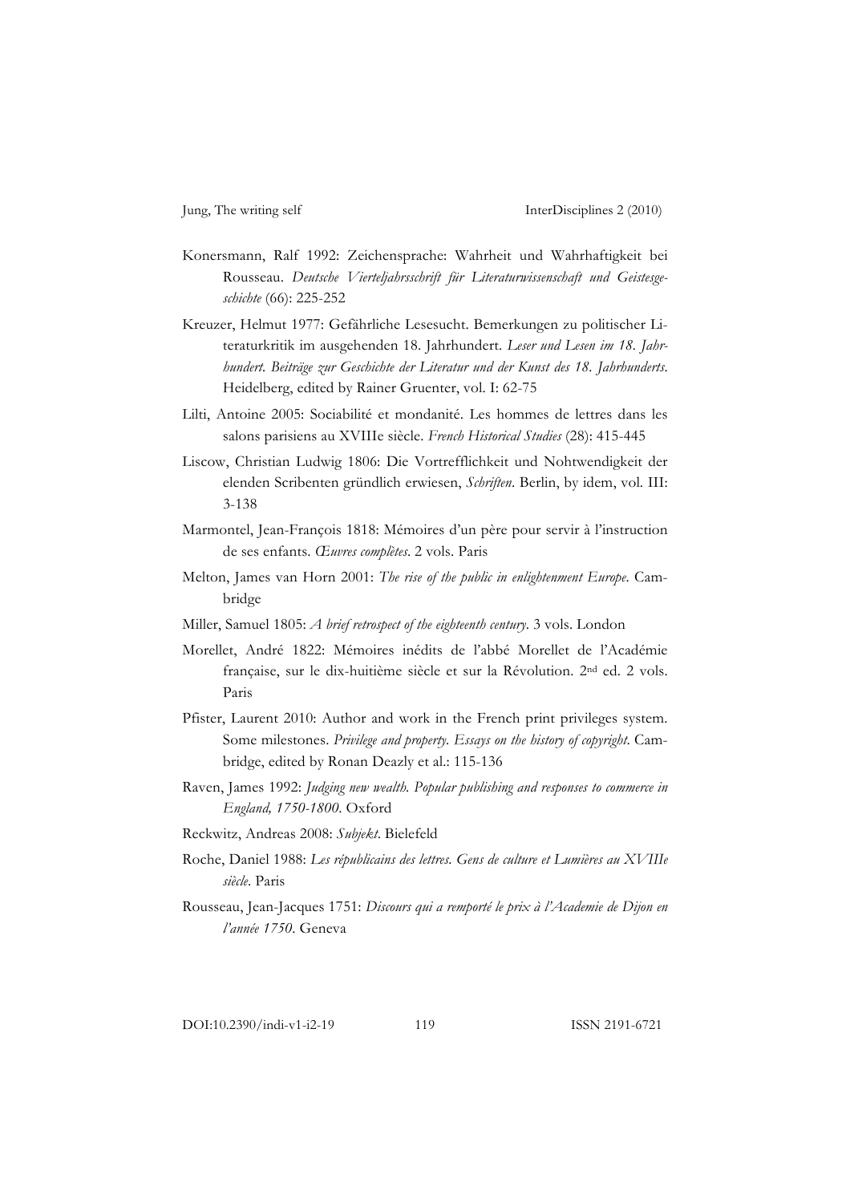Konersmann, Ralf 1992: Zeichensprache: Wahrheit und Wahrhaftigkeit bei Rousseau. *Deutsche Vierteljahrsschrift für Literaturwissenschaft und Geistesgeschichte* (66): 225-252

Kreuzer, Helmut 1977: Gefährliche Lesesucht. Bemerkungen zu politischer Literaturkritik im ausgehenden 18. Jahrhundert. *Leser und Lesen im 18. Jahrhundert. Beiträge zur Geschichte der Literatur und der Kunst des 18. Jahrhunderts*. Heidelberg, edited by Rainer Gruenter, vol. I: 62-75

Lilti, Antoine 2005: Sociabilité et mondanité. Les hommes de lettres dans les salons parisiens au XVIIIe siècle. *French Historical Studies* (28): 415-445

Liscow, Christian Ludwig 1806: Die Vortrefflichkeit und Nohtwendigkeit der elenden Scribenten gründlich erwiesen, *Schriften*. Berlin, by idem, vol. III: 3-138

Marmontel, Jean-François 1818: Mémoires d'un père pour servir à l'instruction de ses enfants. *Œuvres complètes*. 2 vols. Paris

Melton, James van Horn 2001: *The rise of the public in enlightenment Europe*. Cambridge

Miller, Samuel 1805: *A brief retrospect of the eighteenth century*. 3 vols. London

Morellet, André 1822: Mémoires inédits de l'abbé Morellet de l'Académie française, sur le dix-huitième siècle et sur la Révolution. 2nd ed. 2 vols. Paris

Pfister, Laurent 2010: Author and work in the French print privileges system. Some milestones. *Privilege and property. Essays on the history of copyright*. Cambridge, edited by Ronan Deazly et al.: 115-136

Raven, James 1992: *Judging new wealth. Popular publishing and responses to commerce in England, 1750-1800*. Oxford

Reckwitz, Andreas 2008: *Subjekt*. Bielefeld

Roche, Daniel 1988: *Les républicains des lettres. Gens de culture et Lumières au XVIIIe siècle*. Paris

Rousseau, Jean-Jacques 1751: *Discours qui a remporté le prix à l'Academie de Dijon en l'année 1750*. Geneva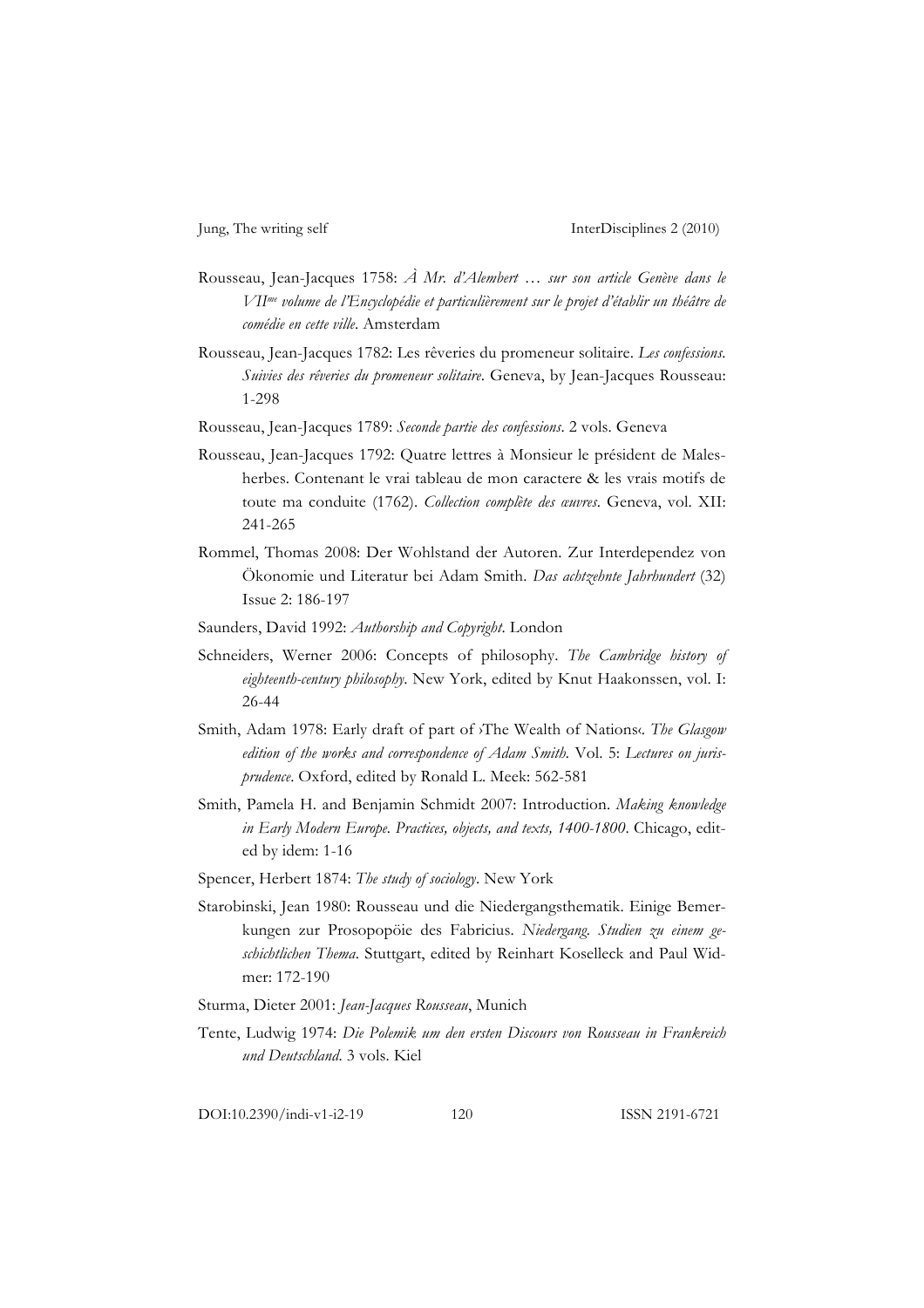Rousseau, Jean-Jacques 1758: *À Mr. d'Alembert … sur son article Genève dans le VIIme volume de l'Encyclopédie et particulièrement sur le projet d'établir un théâtre de comédie en cette ville*. Amsterdam

Rousseau, Jean-Jacques 1782: Les rêveries du promeneur solitaire. *Les confessions. Suivies des rêveries du promeneur solitaire*. Geneva, by Jean-Jacques Rousseau: 1-298

Rousseau, Jean-Jacques 1789: *Seconde partie des confessions*. 2 vols. Geneva

Rousseau, Jean-Jacques 1792: Quatre lettres à Monsieur le président de Malesherbes. Contenant le vrai tableau de mon caractere & les vrais motifs de toute ma conduite (1762). *Collection complète des œuvres*. Geneva, vol. XII: 241-265

Rommel, Thomas 2008: Der Wohlstand der Autoren. Zur Interdependez von Ökonomie und Literatur bei Adam Smith. *Das achtzehnte Jahrhundert* (32) Issue 2: 186-197

Saunders, David 1992: *Authorship and Copyright*. London

Schneiders, Werner 2006: Concepts of philosophy. *The Cambridge history of eighteenth-century philosophy*. New York, edited by Knut Haakonssen, vol. I: 26-44

Smith, Adam 1978: Early draft of part of ›The Wealth of Nations‹. *The Glasgow edition of the works and correspondence of Adam Smith*. Vol. 5: *Lectures on jurisprudence*. Oxford, edited by Ronald L. Meek: 562-581

Smith, Pamela H. and Benjamin Schmidt 2007: Introduction. *Making knowledge in Early Modern Europe. Practices, objects, and texts, 1400-1800*. Chicago, edited by idem: 1-16

Spencer, Herbert 1874: *The study of sociology*. New York

Starobinski, Jean 1980: Rousseau und die Niedergangsthematik. Einige Bemerkungen zur Prosopopöie des Fabricius. *Niedergang. Studien zu einem geschichtlichen Thema*. Stuttgart, edited by Reinhart Koselleck and Paul Widmer: 172-190

Sturma, Dieter 2001: *Jean-Jacques Rousseau*, Munich

Tente, Ludwig 1974: *Die Polemik um den ersten Discours von Rousseau in Frankreich und Deutschland*. 3 vols. Kiel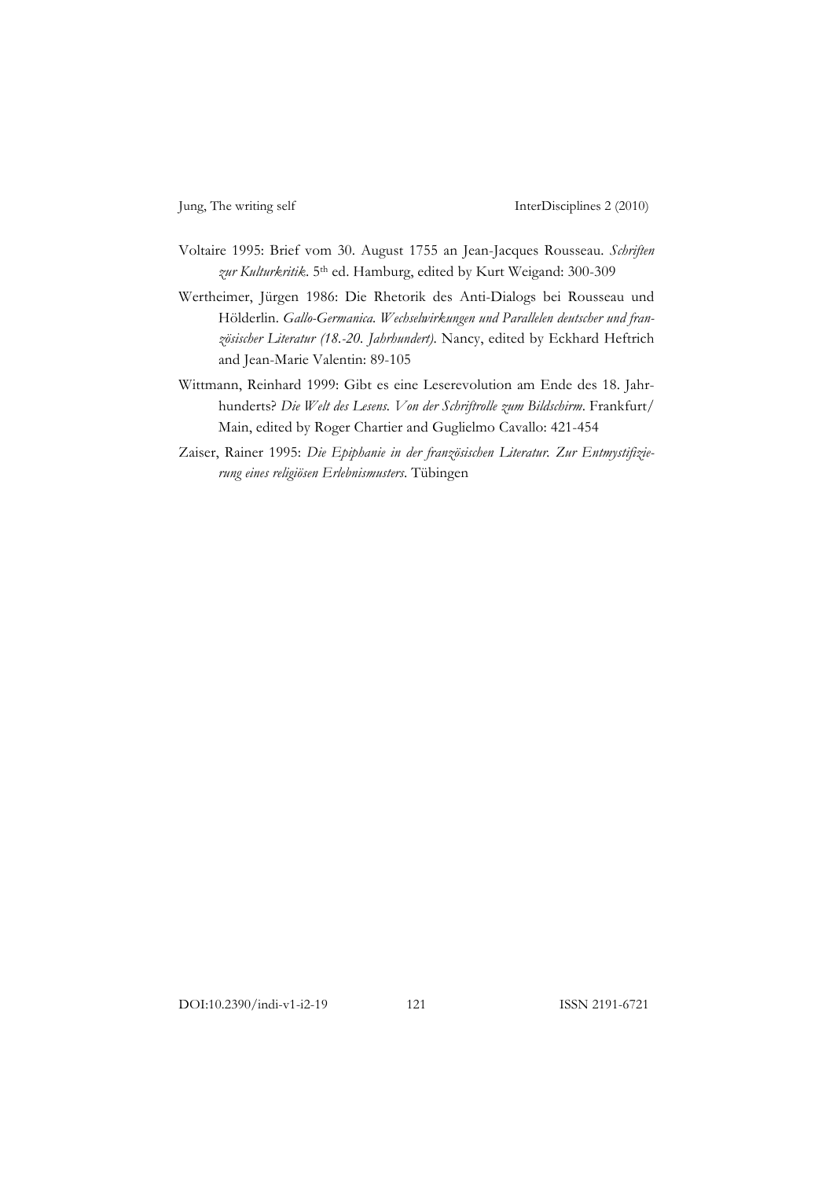Voltaire 1995: Brief vom 30. August 1755 an Jean-Jacques Rousseau. *Schriften zur Kulturkritik*. 5th ed. Hamburg, edited by Kurt Weigand: 300-309

Wertheimer, Jürgen 1986: Die Rhetorik des Anti-Dialogs bei Rousseau und Hölderlin. *Gallo-Germanica. Wechselwirkungen und Parallelen deutscher und französischer Literatur (18.-20. Jahrhundert)*. Nancy, edited by Eckhard Heftrich and Jean-Marie Valentin: 89-105

Wittmann, Reinhard 1999: Gibt es eine Leserevolution am Ende des 18. Jahrhunderts? *Die Welt des Lesens. Von der Schriftrolle zum Bildschirm*. Frankfurt/Main, edited by Roger Chartier and Guglielmo Cavallo: 421-454

Zaiser, Rainer 1995: *Die Epiphanie in der französischen Literatur. Zur Entmystifizierung eines religiösen Erlebnismusters*. Tübingen